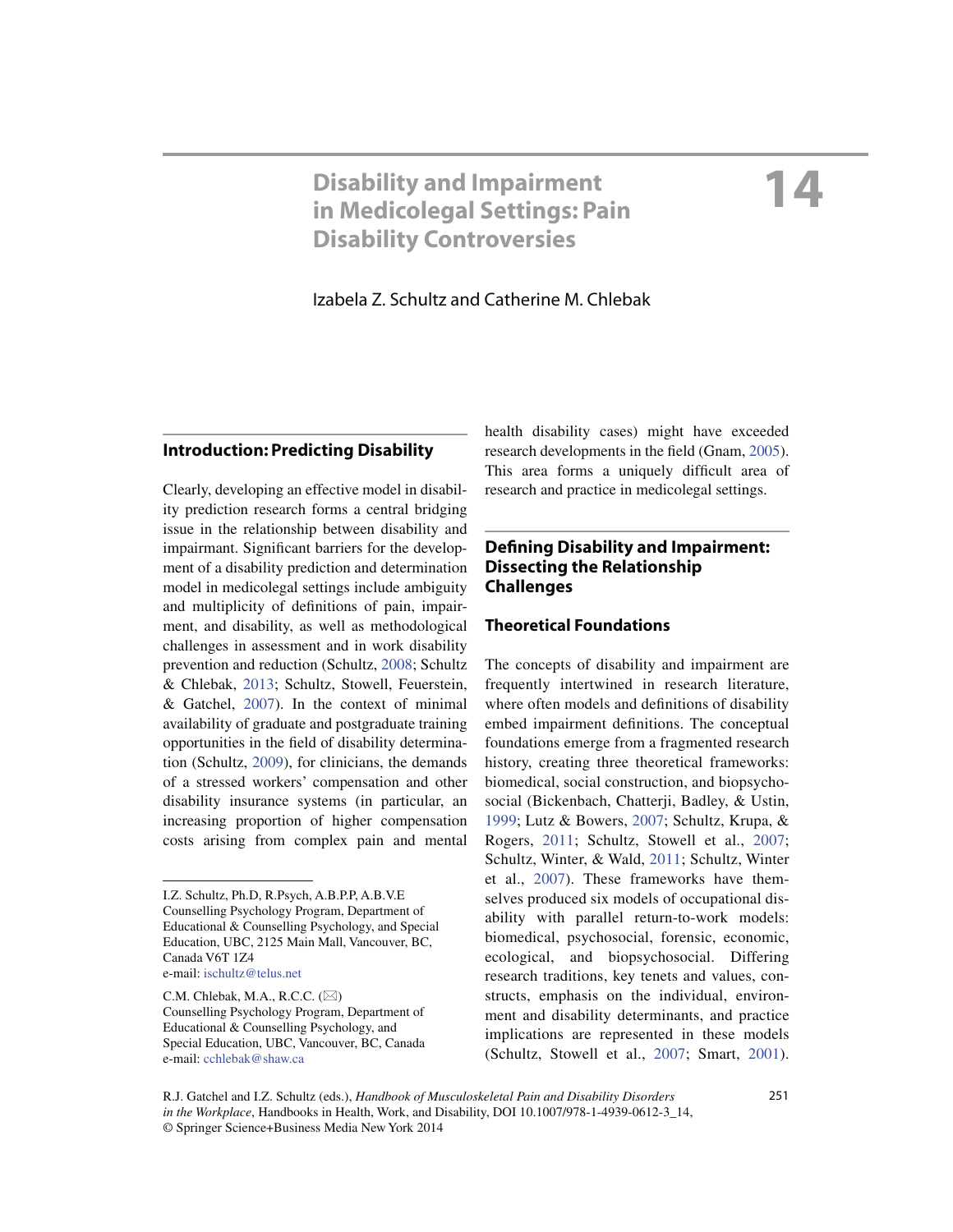# 14 Disability and Impairment in Medicolegal Settings: Pain Disability Controversies

Izabela Z. Schultz and Catherine M. Chlebak

## Introduction: Predicting Disability

Clearly, developing an effective model in disability prediction research forms a central bridging issue in the relationship between disability and impairmant. Significant barriers for the development of a disability prediction and determination model in medicolegal settings include ambiguity and multiplicity of definitions of pain, impairment, and disability, as well as methodological challenges in assessment and in work disability prevention and reduction (Schultz, 2008; Schultz & Chlebak, 2013; Schultz, Stowell, Feuerstein, & Gatchel, 2007). In the context of minimal availability of graduate and postgraduate training opportunities in the field of disability determination (Schultz, 2009), for clinicians, the demands of a stressed workers' compensation and other disability insurance systems (in particular, an increasing proportion of higher compensation costs arising from complex pain and mental health disability cases) might have exceeded research developments in the field (Gnam, 2005). This area forms a uniquely difficult area of research and practice in medicolegal settings.

I.Z. Schultz, Ph.D, R.Psych, A.B.P.P, A.B.V.E
Counselling Psychology Program, Department of Educational & Counselling Psychology, and Special Education, UBC, 2125 Main Mall, Vancouver, BC, Canada V6T 1Z4
e-mail: ischultz@telus.net

C.M. Chlebak, M.A., R.C.C. (✉)
Counselling Psychology Program, Department of Educational & Counselling Psychology, and Special Education, UBC, Vancouver, BC, Canada
e-mail: cchlebak@shaw.ca

## Defining Disability and Impairment: Dissecting the Relationship Challenges

### Theoretical Foundations

The concepts of disability and impairment are frequently intertwined in research literature, where often models and definitions of disability embed impairment definitions. The conceptual foundations emerge from a fragmented research history, creating three theoretical frameworks: biomedical, social construction, and biopsychosocial (Bickenbach, Chatterji, Badley, & Ustin, 1999; Lutz & Bowers, 2007; Schultz, Krupa, & Rogers, 2011; Schultz, Stowell et al., 2007; Schultz, Winter, & Wald, 2011; Schultz, Winter et al., 2007). These frameworks have themselves produced six models of occupational disability with parallel return-to-work models: biomedical, psychosocial, forensic, economic, ecological, and biopsychosocial. Differing research traditions, key tenets and values, constructs, emphasis on the individual, environment and disability determinants, and practice implications are represented in these models (Schultz, Stowell et al., 2007; Smart, 2001).

R.J. Gatchel and I.Z. Schultz (eds.), *Handbook of Musculoskeletal Pain and Disability Disorders in the Workplace*, Handbooks in Health, Work, and Disability, DOI 10.1007/978-1-4939-0612-3_14,
© Springer Science+Business Media New York 2014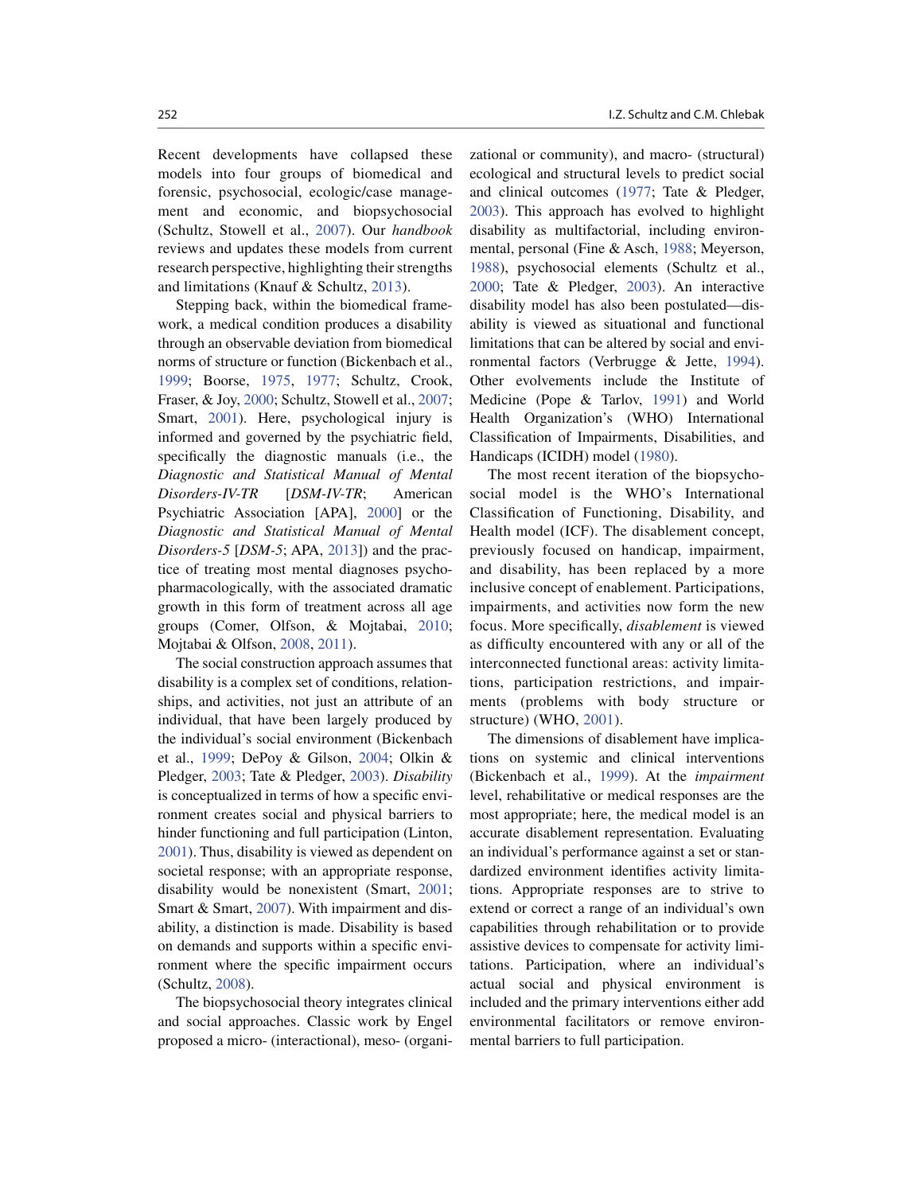Recent developments have collapsed these models into four groups of biomedical and forensic, psychosocial, ecologic/case management and economic, and biopsychosocial (Schultz, Stowell et al., 2007). Our *handbook* reviews and updates these models from current research perspective, highlighting their strengths and limitations (Knauf & Schultz, 2013).

Stepping back, within the biomedical framework, a medical condition produces a disability through an observable deviation from biomedical norms of structure or function (Bickenbach et al., 1999; Boorse, 1975, 1977; Schultz, Crook, Fraser, & Joy, 2000; Schultz, Stowell et al., 2007; Smart, 2001). Here, psychological injury is informed and governed by the psychiatric field, specifically the diagnostic manuals (i.e., the *Diagnostic and Statistical Manual of Mental Disorders-IV-TR* [*DSM-IV-TR*; American Psychiatric Association [APA], 2000] or the *Diagnostic and Statistical Manual of Mental Disorders-5* [*DSM-5*; APA, 2013]) and the practice of treating most mental diagnoses psychopharmacologically, with the associated dramatic growth in this form of treatment across all age groups (Comer, Olfson, & Mojtabai, 2010; Mojtabai & Olfson, 2008, 2011).

The social construction approach assumes that disability is a complex set of conditions, relationships, and activities, not just an attribute of an individual, that have been largely produced by the individual's social environment (Bickenbach et al., 1999; DePoy & Gilson, 2004; Olkin & Pledger, 2003; Tate & Pledger, 2003). *Disability* is conceptualized in terms of how a specific environment creates social and physical barriers to hinder functioning and full participation (Linton, 2001). Thus, disability is viewed as dependent on societal response; with an appropriate response, disability would be nonexistent (Smart, 2001; Smart & Smart, 2007). With impairment and disability, a distinction is made. Disability is based on demands and supports within a specific environment where the specific impairment occurs (Schultz, 2008).

The biopsychosocial theory integrates clinical and social approaches. Classic work by Engel proposed a micro- (interactional), meso- (organizational or community), and macro- (structural) ecological and structural levels to predict social and clinical outcomes (1977; Tate & Pledger, 2003). This approach has evolved to highlight disability as multifactorial, including environmental, personal (Fine & Asch, 1988; Meyerson, 1988), psychosocial elements (Schultz et al., 2000; Tate & Pledger, 2003). An interactive disability model has also been postulated—disability is viewed as situational and functional limitations that can be altered by social and environmental factors (Verbrugge & Jette, 1994). Other evolvements include the Institute of Medicine (Pope & Tarlov, 1991) and World Health Organization's (WHO) International Classification of Impairments, Disabilities, and Handicaps (ICIDH) model (1980).

The most recent iteration of the biopsychosocial model is the WHO's International Classification of Functioning, Disability, and Health model (ICF). The disablement concept, previously focused on handicap, impairment, and disability, has been replaced by a more inclusive concept of enablement. Participations, impairments, and activities now form the new focus. More specifically, *disablement* is viewed as difficulty encountered with any or all of the interconnected functional areas: activity limitations, participation restrictions, and impairments (problems with body structure or structure) (WHO, 2001).

The dimensions of disablement have implications on systemic and clinical interventions (Bickenbach et al., 1999). At the *impairment* level, rehabilitative or medical responses are the most appropriate; here, the medical model is an accurate disablement representation. Evaluating an individual's performance against a set or standardized environment identifies activity limitations. Appropriate responses are to strive to extend or correct a range of an individual's own capabilities through rehabilitation or to provide assistive devices to compensate for activity limitations. Participation, where an individual's actual social and physical environment is included and the primary interventions either add environmental facilitators or remove environmental barriers to full participation.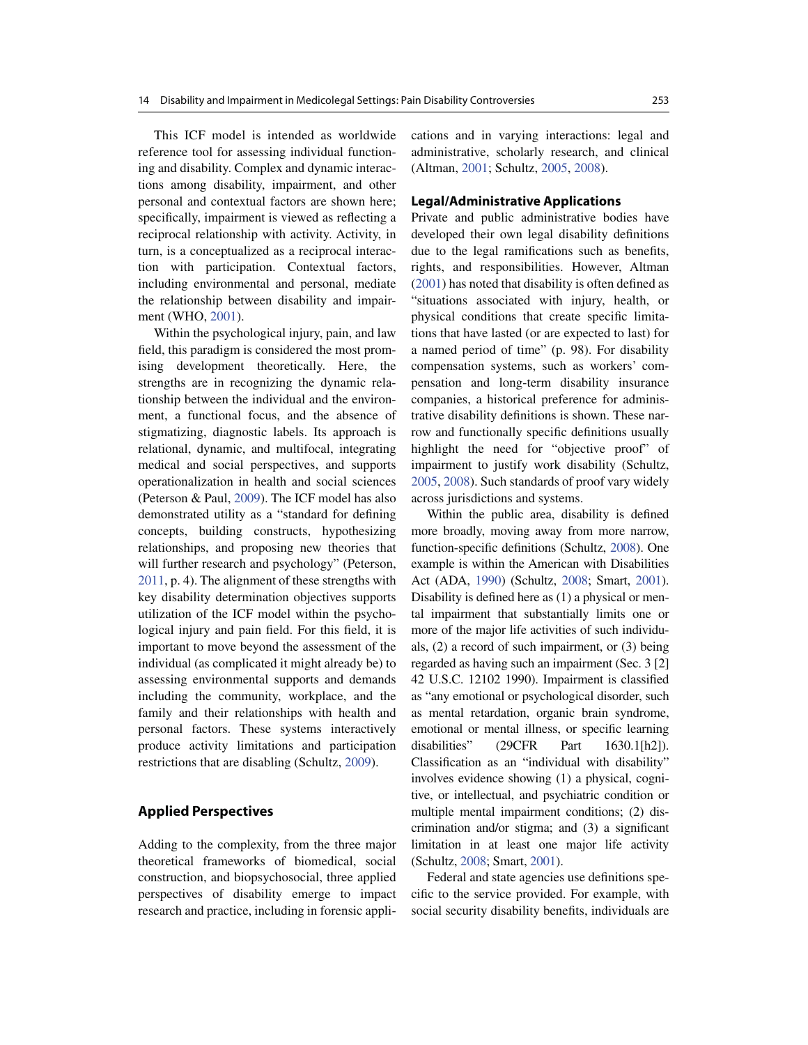This ICF model is intended as worldwide reference tool for assessing individual functioning and disability. Complex and dynamic interactions among disability, impairment, and other personal and contextual factors are shown here; specifically, impairment is viewed as reflecting a reciprocal relationship with activity. Activity, in turn, is a conceptualized as a reciprocal interaction with participation. Contextual factors, including environmental and personal, mediate the relationship between disability and impairment (WHO, 2001).

Within the psychological injury, pain, and law field, this paradigm is considered the most promising development theoretically. Here, the strengths are in recognizing the dynamic relationship between the individual and the environment, a functional focus, and the absence of stigmatizing, diagnostic labels. Its approach is relational, dynamic, and multifocal, integrating medical and social perspectives, and supports operationalization in health and social sciences (Peterson & Paul, 2009). The ICF model has also demonstrated utility as a "standard for defining concepts, building constructs, hypothesizing relationships, and proposing new theories that will further research and psychology" (Peterson, 2011, p. 4). The alignment of these strengths with key disability determination objectives supports utilization of the ICF model within the psychological injury and pain field. For this field, it is important to move beyond the assessment of the individual (as complicated it might already be) to assessing environmental supports and demands including the community, workplace, and the family and their relationships with health and personal factors. These systems interactively produce activity limitations and participation restrictions that are disabling (Schultz, 2009).

## Applied Perspectives

Adding to the complexity, from the three major theoretical frameworks of biomedical, social construction, and biopsychosocial, three applied perspectives of disability emerge to impact research and practice, including in forensic applications and in varying interactions: legal and administrative, scholarly research, and clinical (Altman, 2001; Schultz, 2005, 2008).

### Legal/Administrative Applications

Private and public administrative bodies have developed their own legal disability definitions due to the legal ramifications such as benefits, rights, and responsibilities. However, Altman (2001) has noted that disability is often defined as "situations associated with injury, health, or physical conditions that create specific limitations that have lasted (or are expected to last) for a named period of time" (p. 98). For disability compensation systems, such as workers' compensation and long-term disability insurance companies, a historical preference for administrative disability definitions is shown. These narrow and functionally specific definitions usually highlight the need for "objective proof" of impairment to justify work disability (Schultz, 2005, 2008). Such standards of proof vary widely across jurisdictions and systems.

Within the public area, disability is defined more broadly, moving away from more narrow, function-specific definitions (Schultz, 2008). One example is within the American with Disabilities Act (ADA, 1990) (Schultz, 2008; Smart, 2001). Disability is defined here as (1) a physical or mental impairment that substantially limits one or more of the major life activities of such individuals, (2) a record of such impairment, or (3) being regarded as having such an impairment (Sec. 3 [2] 42 U.S.C. 12102 1990). Impairment is classified as "any emotional or psychological disorder, such as mental retardation, organic brain syndrome, emotional or mental illness, or specific learning disabilities" (29CFR Part 1630.1[h2]). Classification as an "individual with disability" involves evidence showing (1) a physical, cognitive, or intellectual, and psychiatric condition or multiple mental impairment conditions; (2) discrimination and/or stigma; and (3) a significant limitation in at least one major life activity (Schultz, 2008; Smart, 2001).

Federal and state agencies use definitions specific to the service provided. For example, with social security disability benefits, individuals are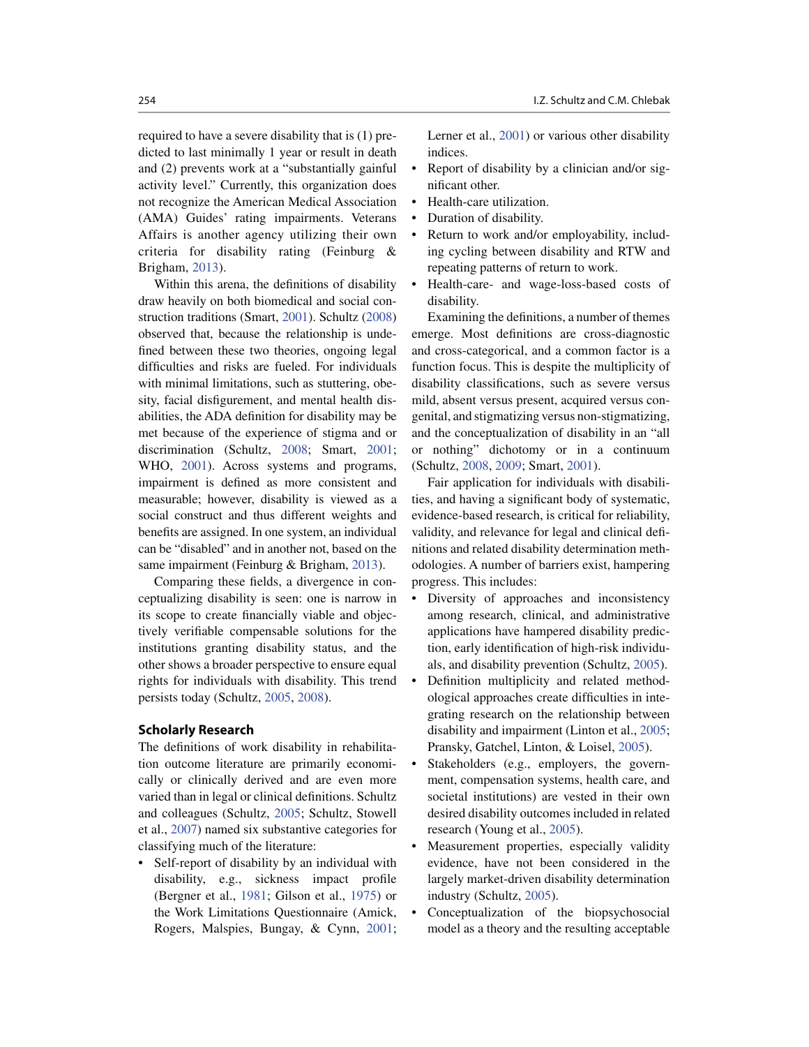required to have a severe disability that is (1) predicted to last minimally 1 year or result in death and (2) prevents work at a "substantially gainful activity level." Currently, this organization does not recognize the American Medical Association (AMA) Guides' rating impairments. Veterans Affairs is another agency utilizing their own criteria for disability rating (Feinburg & Brigham, 2013).

Within this arena, the definitions of disability draw heavily on both biomedical and social construction traditions (Smart, 2001). Schultz (2008) observed that, because the relationship is undefined between these two theories, ongoing legal difficulties and risks are fueled. For individuals with minimal limitations, such as stuttering, obesity, facial disfigurement, and mental health disabilities, the ADA definition for disability may be met because of the experience of stigma and or discrimination (Schultz, 2008; Smart, 2001; WHO, 2001). Across systems and programs, impairment is defined as more consistent and measurable; however, disability is viewed as a social construct and thus different weights and benefits are assigned. In one system, an individual can be "disabled" and in another not, based on the same impairment (Feinburg & Brigham, 2013).

Comparing these fields, a divergence in conceptualizing disability is seen: one is narrow in its scope to create financially viable and objectively verifiable compensable solutions for the institutions granting disability status, and the other shows a broader perspective to ensure equal rights for individuals with disability. This trend persists today (Schultz, 2005, 2008).

### Scholarly Research

The definitions of work disability in rehabilitation outcome literature are primarily economically or clinically derived and are even more varied than in legal or clinical definitions. Schultz and colleagues (Schultz, 2005; Schultz, Stowell et al., 2007) named six substantive categories for classifying much of the literature:

- Self-report of disability by an individual with disability, e.g., sickness impact profile (Bergner et al., 1981; Gilson et al., 1975) or the Work Limitations Questionnaire (Amick, Rogers, Malspies, Bungay, & Cynn, 2001; Lerner et al., 2001) or various other disability indices.
- Report of disability by a clinician and/or significant other.
- Health-care utilization.
- Duration of disability.
- Return to work and/or employability, including cycling between disability and RTW and repeating patterns of return to work.
- Health-care- and wage-loss-based costs of disability.

Examining the definitions, a number of themes emerge. Most definitions are cross-diagnostic and cross-categorical, and a common factor is a function focus. This is despite the multiplicity of disability classifications, such as severe versus mild, absent versus present, acquired versus congenital, and stigmatizing versus non-stigmatizing, and the conceptualization of disability in an "all or nothing" dichotomy or in a continuum (Schultz, 2008, 2009; Smart, 2001).

Fair application for individuals with disabilities, and having a significant body of systematic, evidence-based research, is critical for reliability, validity, and relevance for legal and clinical definitions and related disability determination methodologies. A number of barriers exist, hampering progress. This includes:

- Diversity of approaches and inconsistency among research, clinical, and administrative applications have hampered disability prediction, early identification of high-risk individuals, and disability prevention (Schultz, 2005).
- Definition multiplicity and related methodological approaches create difficulties in integrating research on the relationship between disability and impairment (Linton et al., 2005; Pransky, Gatchel, Linton, & Loisel, 2005).
- Stakeholders (e.g., employers, the government, compensation systems, health care, and societal institutions) are vested in their own desired disability outcomes included in related research (Young et al., 2005).
- Measurement properties, especially validity evidence, have not been considered in the largely market-driven disability determination industry (Schultz, 2005).
- Conceptualization of the biopsychosocial model as a theory and the resulting acceptable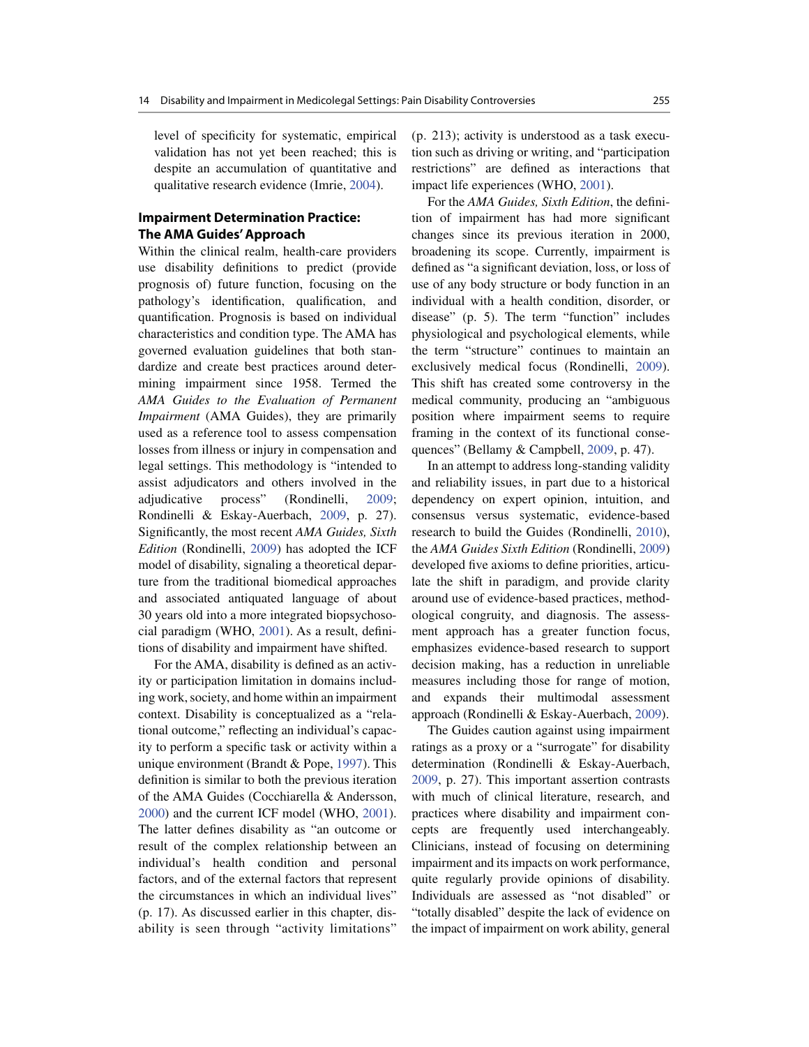level of specificity for systematic, empirical validation has not yet been reached; this is despite an accumulation of quantitative and qualitative research evidence (Imrie, 2004).

## Impairment Determination Practice: The AMA Guides' Approach

Within the clinical realm, health-care providers use disability definitions to predict (provide prognosis of) future function, focusing on the pathology's identification, qualification, and quantification. Prognosis is based on individual characteristics and condition type. The AMA has governed evaluation guidelines that both standardize and create best practices around determining impairment since 1958. Termed the *AMA Guides to the Evaluation of Permanent Impairment* (AMA Guides), they are primarily used as a reference tool to assess compensation losses from illness or injury in compensation and legal settings. This methodology is "intended to assist adjudicators and others involved in the adjudicative process" (Rondinelli, 2009; Rondinelli & Eskay-Auerbach, 2009, p. 27). Significantly, the most recent *AMA Guides, Sixth Edition* (Rondinelli, 2009) has adopted the ICF model of disability, signaling a theoretical departure from the traditional biomedical approaches and associated antiquated language of about 30 years old into a more integrated biopsychosocial paradigm (WHO, 2001). As a result, definitions of disability and impairment have shifted.

For the AMA, disability is defined as an activity or participation limitation in domains including work, society, and home within an impairment context. Disability is conceptualized as a "relational outcome," reflecting an individual's capacity to perform a specific task or activity within a unique environment (Brandt & Pope, 1997). This definition is similar to both the previous iteration of the AMA Guides (Cocchiarella & Andersson, 2000) and the current ICF model (WHO, 2001). The latter defines disability as "an outcome or result of the complex relationship between an individual's health condition and personal factors, and of the external factors that represent the circumstances in which an individual lives" (p. 17). As discussed earlier in this chapter, disability is seen through "activity limitations" (p. 213); activity is understood as a task execution such as driving or writing, and "participation restrictions" are defined as interactions that impact life experiences (WHO, 2001).

For the *AMA Guides, Sixth Edition*, the definition of impairment has had more significant changes since its previous iteration in 2000, broadening its scope. Currently, impairment is defined as "a significant deviation, loss, or loss of use of any body structure or body function in an individual with a health condition, disorder, or disease" (p. 5). The term "function" includes physiological and psychological elements, while the term "structure" continues to maintain an exclusively medical focus (Rondinelli, 2009). This shift has created some controversy in the medical community, producing an "ambiguous position where impairment seems to require framing in the context of its functional consequences" (Bellamy & Campbell, 2009, p. 47).

In an attempt to address long-standing validity and reliability issues, in part due to a historical dependency on expert opinion, intuition, and consensus versus systematic, evidence-based research to build the Guides (Rondinelli, 2010), the *AMA Guides Sixth Edition* (Rondinelli, 2009) developed five axioms to define priorities, articulate the shift in paradigm, and provide clarity around use of evidence-based practices, methodological congruity, and diagnosis. The assessment approach has a greater function focus, emphasizes evidence-based research to support decision making, has a reduction in unreliable measures including those for range of motion, and expands their multimodal assessment approach (Rondinelli & Eskay-Auerbach, 2009).

The Guides caution against using impairment ratings as a proxy or a "surrogate" for disability determination (Rondinelli & Eskay-Auerbach, 2009, p. 27). This important assertion contrasts with much of clinical literature, research, and practices where disability and impairment concepts are frequently used interchangeably. Clinicians, instead of focusing on determining impairment and its impacts on work performance, quite regularly provide opinions of disability. Individuals are assessed as "not disabled" or "totally disabled" despite the lack of evidence on the impact of impairment on work ability, general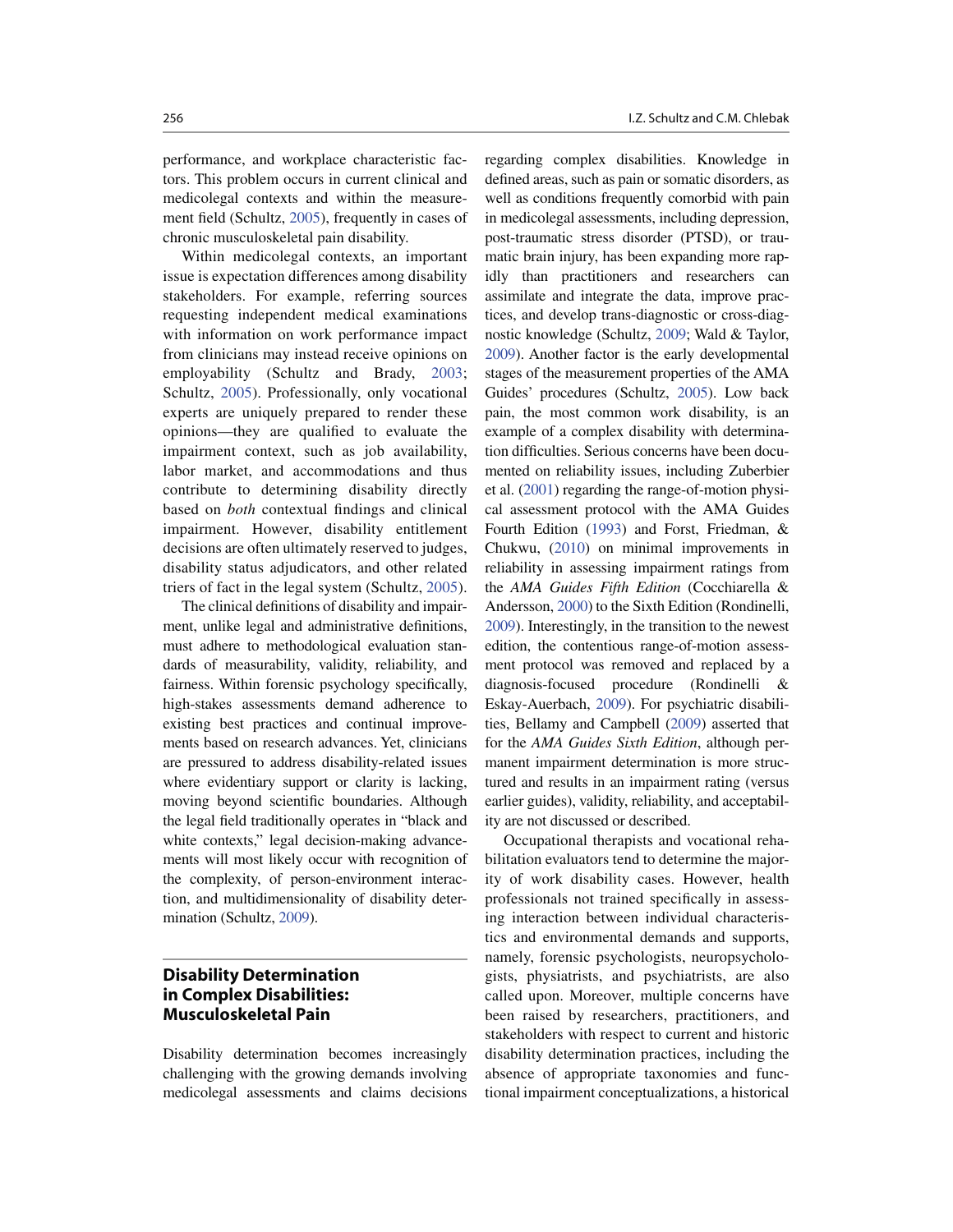performance, and workplace characteristic factors. This problem occurs in current clinical and medicolegal contexts and within the measurement field (Schultz, 2005), frequently in cases of chronic musculoskeletal pain disability.

Within medicolegal contexts, an important issue is expectation differences among disability stakeholders. For example, referring sources requesting independent medical examinations with information on work performance impact from clinicians may instead receive opinions on employability (Schultz and Brady, 2003; Schultz, 2005). Professionally, only vocational experts are uniquely prepared to render these opinions—they are qualified to evaluate the impairment context, such as job availability, labor market, and accommodations and thus contribute to determining disability directly based on *both* contextual findings and clinical impairment. However, disability entitlement decisions are often ultimately reserved to judges, disability status adjudicators, and other related triers of fact in the legal system (Schultz, 2005).

The clinical definitions of disability and impairment, unlike legal and administrative definitions, must adhere to methodological evaluation standards of measurability, validity, reliability, and fairness. Within forensic psychology specifically, high-stakes assessments demand adherence to existing best practices and continual improvements based on research advances. Yet, clinicians are pressured to address disability-related issues where evidentiary support or clarity is lacking, moving beyond scientific boundaries. Although the legal field traditionally operates in "black and white contexts," legal decision-making advancements will most likely occur with recognition of the complexity, of person-environment interaction, and multidimensionality of disability determination (Schultz, 2009).

## Disability Determination in Complex Disabilities: Musculoskeletal Pain

Disability determination becomes increasingly challenging with the growing demands involving medicolegal assessments and claims decisions regarding complex disabilities. Knowledge in defined areas, such as pain or somatic disorders, as well as conditions frequently comorbid with pain in medicolegal assessments, including depression, post-traumatic stress disorder (PTSD), or traumatic brain injury, has been expanding more rapidly than practitioners and researchers can assimilate and integrate the data, improve practices, and develop trans-diagnostic or cross-diagnostic knowledge (Schultz, 2009; Wald & Taylor, 2009). Another factor is the early developmental stages of the measurement properties of the AMA Guides' procedures (Schultz, 2005). Low back pain, the most common work disability, is an example of a complex disability with determination difficulties. Serious concerns have been documented on reliability issues, including Zuberbier et al. (2001) regarding the range-of-motion physical assessment protocol with the AMA Guides Fourth Edition (1993) and Forst, Friedman, & Chukwu, (2010) on minimal improvements in reliability in assessing impairment ratings from the *AMA Guides Fifth Edition* (Cocchiarella & Andersson, 2000) to the Sixth Edition (Rondinelli, 2009). Interestingly, in the transition to the newest edition, the contentious range-of-motion assessment protocol was removed and replaced by a diagnosis-focused procedure (Rondinelli & Eskay-Auerbach, 2009). For psychiatric disabilities, Bellamy and Campbell (2009) asserted that for the *AMA Guides Sixth Edition*, although permanent impairment determination is more structured and results in an impairment rating (versus earlier guides), validity, reliability, and acceptability are not discussed or described.

Occupational therapists and vocational rehabilitation evaluators tend to determine the majority of work disability cases. However, health professionals not trained specifically in assessing interaction between individual characteristics and environmental demands and supports, namely, forensic psychologists, neuropsychologists, physiatrists, and psychiatrists, are also called upon. Moreover, multiple concerns have been raised by researchers, practitioners, and stakeholders with respect to current and historic disability determination practices, including the absence of appropriate taxonomies and functional impairment conceptualizations, a historical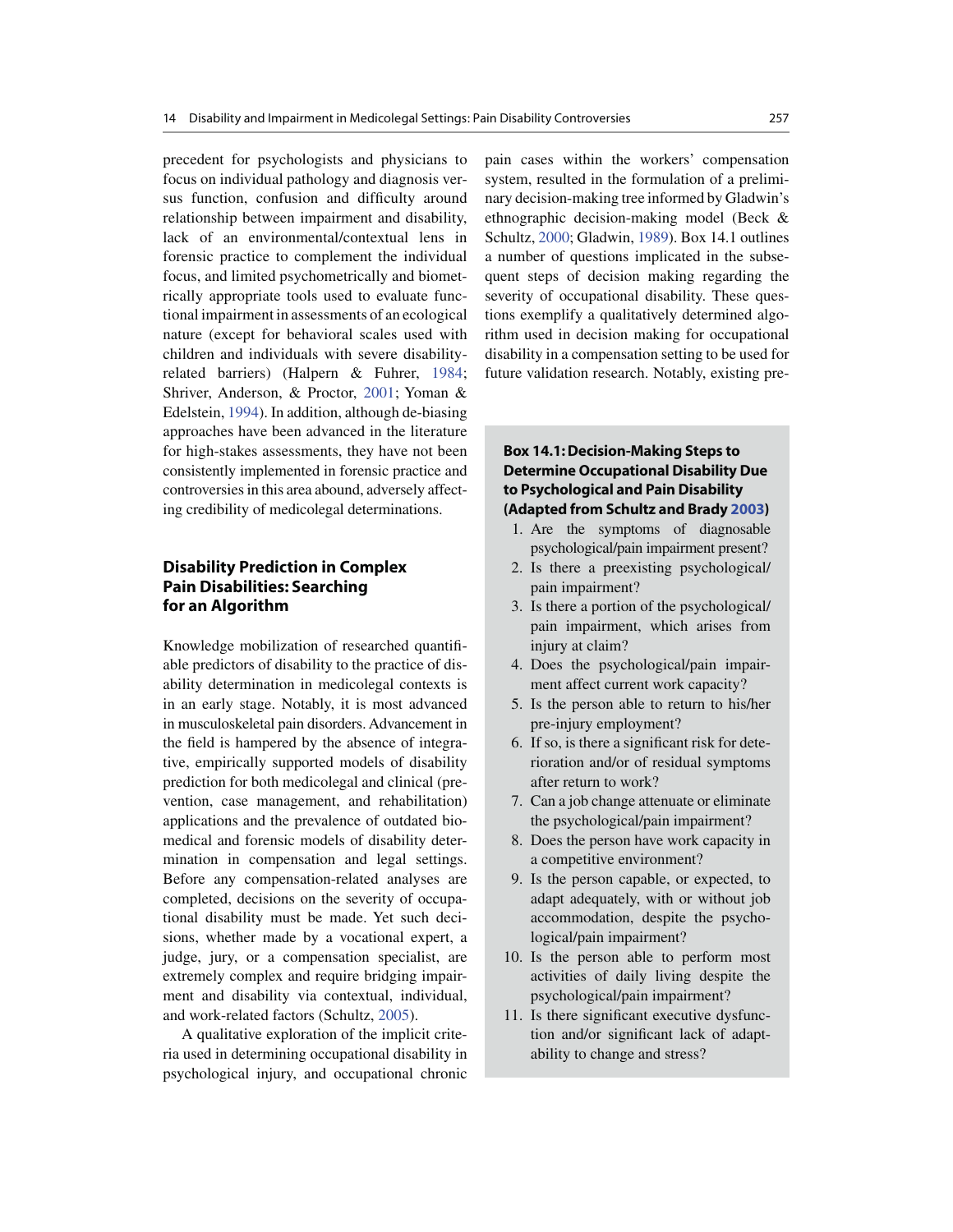precedent for psychologists and physicians to focus on individual pathology and diagnosis versus function, confusion and difficulty around relationship between impairment and disability, lack of an environmental/contextual lens in forensic practice to complement the individual focus, and limited psychometrically and biometrically appropriate tools used to evaluate functional impairment in assessments of an ecological nature (except for behavioral scales used with children and individuals with severe disability-related barriers) (Halpern & Fuhrer, 1984; Shriver, Anderson, & Proctor, 2001; Yoman & Edelstein, 1994). In addition, although de-biasing approaches have been advanced in the literature for high-stakes assessments, they have not been consistently implemented in forensic practice and controversies in this area abound, adversely affecting credibility of medicolegal determinations.

## Disability Prediction in Complex Pain Disabilities: Searching for an Algorithm

Knowledge mobilization of researched quantifiable predictors of disability to the practice of disability determination in medicolegal contexts is in an early stage. Notably, it is most advanced in musculoskeletal pain disorders. Advancement in the field is hampered by the absence of integrative, empirically supported models of disability prediction for both medicolegal and clinical (prevention, case management, and rehabilitation) applications and the prevalence of outdated biomedical and forensic models of disability determination in compensation and legal settings. Before any compensation-related analyses are completed, decisions on the severity of occupational disability must be made. Yet such decisions, whether made by a vocational expert, a judge, jury, or a compensation specialist, are extremely complex and require bridging impairment and disability via contextual, individual, and work-related factors (Schultz, 2005).

A qualitative exploration of the implicit criteria used in determining occupational disability in psychological injury, and occupational chronic pain cases within the workers' compensation system, resulted in the formulation of a preliminary decision-making tree informed by Gladwin's ethnographic decision-making model (Beck & Schultz, 2000; Gladwin, 1989). Box 14.1 outlines a number of questions implicated in the subsequent steps of decision making regarding the severity of occupational disability. These questions exemplify a qualitatively determined algorithm used in decision making for occupational disability in a compensation setting to be used for future validation research. Notably, existing pre-

**Box 14.1: Decision-Making Steps to Determine Occupational Disability Due to Psychological and Pain Disability (Adapted from Schultz and Brady 2003)**

1. Are the symptoms of diagnosable psychological/pain impairment present?
2. Is there a preexisting psychological/pain impairment?
3. Is there a portion of the psychological/pain impairment, which arises from injury at claim?
4. Does the psychological/pain impairment affect current work capacity?
5. Is the person able to return to his/her pre-injury employment?
6. If so, is there a significant risk for deterioration and/or of residual symptoms after return to work?
7. Can a job change attenuate or eliminate the psychological/pain impairment?
8. Does the person have work capacity in a competitive environment?
9. Is the person capable, or expected, to adapt adequately, with or without job accommodation, despite the psychological/pain impairment?
10. Is the person able to perform most activities of daily living despite the psychological/pain impairment?
11. Is there significant executive dysfunction and/or significant lack of adaptability to change and stress?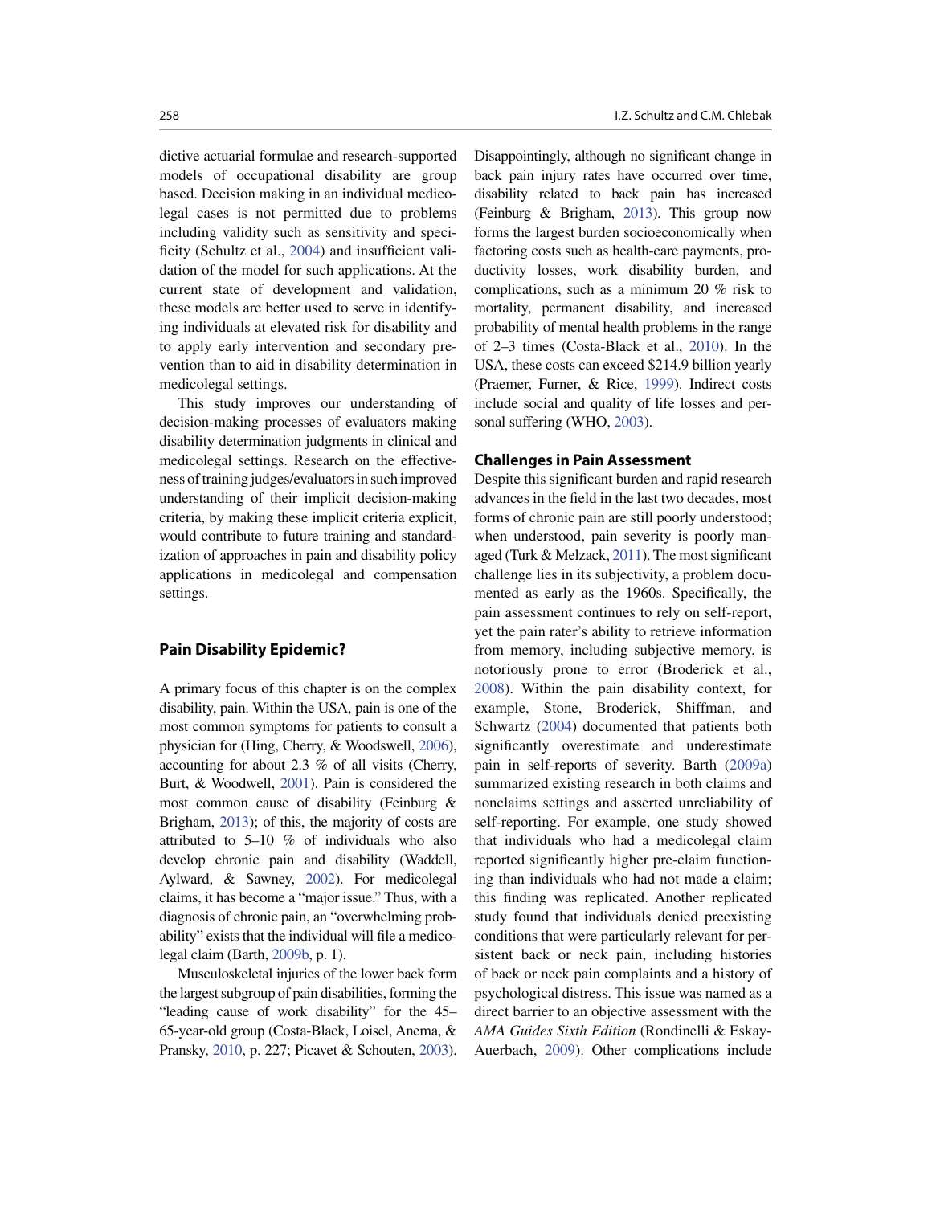dictive actuarial formulae and research-supported models of occupational disability are group based. Decision making in an individual medicolegal cases is not permitted due to problems including validity such as sensitivity and specificity (Schultz et al., 2004) and insufficient validation of the model for such applications. At the current state of development and validation, these models are better used to serve in identifying individuals at elevated risk for disability and to apply early intervention and secondary prevention than to aid in disability determination in medicolegal settings.

This study improves our understanding of decision-making processes of evaluators making disability determination judgments in clinical and medicolegal settings. Research on the effectiveness of training judges/evaluators in such improved understanding of their implicit decision-making criteria, by making these implicit criteria explicit, would contribute to future training and standardization of approaches in pain and disability policy applications in medicolegal and compensation settings.

## Pain Disability Epidemic?

A primary focus of this chapter is on the complex disability, pain. Within the USA, pain is one of the most common symptoms for patients to consult a physician for (Hing, Cherry, & Woodswell, 2006), accounting for about 2.3 % of all visits (Cherry, Burt, & Woodwell, 2001). Pain is considered the most common cause of disability (Feinburg & Brigham, 2013); of this, the majority of costs are attributed to 5–10 % of individuals who also develop chronic pain and disability (Waddell, Aylward, & Sawney, 2002). For medicolegal claims, it has become a "major issue." Thus, with a diagnosis of chronic pain, an "overwhelming probability" exists that the individual will file a medicolegal claim (Barth, 2009b, p. 1).

Musculoskeletal injuries of the lower back form the largest subgroup of pain disabilities, forming the "leading cause of work disability" for the 45–65-year-old group (Costa-Black, Loisel, Anema, & Pransky, 2010, p. 227; Picavet & Schouten, 2003). Disappointingly, although no significant change in back pain injury rates have occurred over time, disability related to back pain has increased (Feinburg & Brigham, 2013). This group now forms the largest burden socioeconomically when factoring costs such as health-care payments, productivity losses, work disability burden, and complications, such as a minimum 20 % risk to mortality, permanent disability, and increased probability of mental health problems in the range of 2–3 times (Costa-Black et al., 2010). In the USA, these costs can exceed $214.9 billion yearly (Praemer, Furner, & Rice, 1999). Indirect costs include social and quality of life losses and personal suffering (WHO, 2003).

### Challenges in Pain Assessment

Despite this significant burden and rapid research advances in the field in the last two decades, most forms of chronic pain are still poorly understood; when understood, pain severity is poorly managed (Turk & Melzack, 2011). The most significant challenge lies in its subjectivity, a problem documented as early as the 1960s. Specifically, the pain assessment continues to rely on self-report, yet the pain rater's ability to retrieve information from memory, including subjective memory, is notoriously prone to error (Broderick et al., 2008). Within the pain disability context, for example, Stone, Broderick, Shiffman, and Schwartz (2004) documented that patients both significantly overestimate and underestimate pain in self-reports of severity. Barth (2009a) summarized existing research in both claims and nonclaims settings and asserted unreliability of self-reporting. For example, one study showed that individuals who had a medicolegal claim reported significantly higher pre-claim functioning than individuals who had not made a claim; this finding was replicated. Another replicated study found that individuals denied preexisting conditions that were particularly relevant for persistent back or neck pain, including histories of back or neck pain complaints and a history of psychological distress. This issue was named as a direct barrier to an objective assessment with the *AMA Guides Sixth Edition* (Rondinelli & Eskay-Auerbach, 2009). Other complications include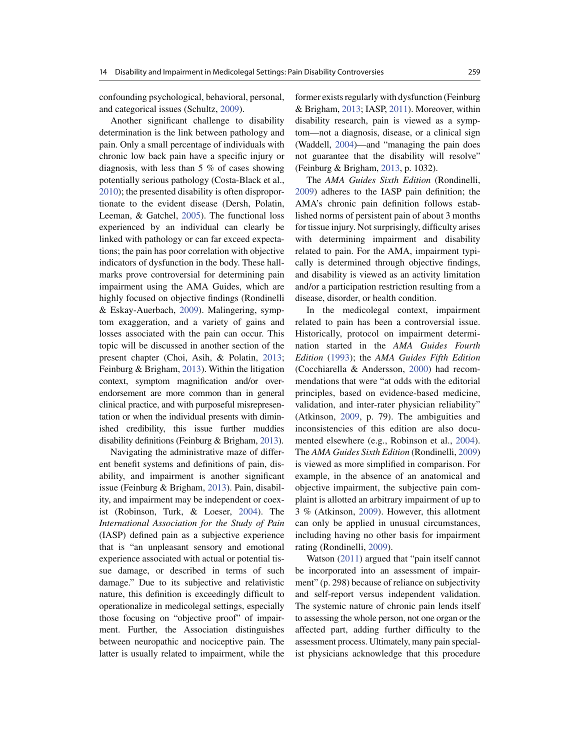confounding psychological, behavioral, personal, and categorical issues (Schultz, 2009).

Another significant challenge to disability determination is the link between pathology and pain. Only a small percentage of individuals with chronic low back pain have a specific injury or diagnosis, with less than 5 % of cases showing potentially serious pathology (Costa-Black et al., 2010); the presented disability is often disproportionate to the evident disease (Dersh, Polatin, Leeman, & Gatchel, 2005). The functional loss experienced by an individual can clearly be linked with pathology or can far exceed expectations; the pain has poor correlation with objective indicators of dysfunction in the body. These hallmarks prove controversial for determining pain impairment using the AMA Guides, which are highly focused on objective findings (Rondinelli & Eskay-Auerbach, 2009). Malingering, symptom exaggeration, and a variety of gains and losses associated with the pain can occur. This topic will be discussed in another section of the present chapter (Choi, Asih, & Polatin, 2013; Feinburg & Brigham, 2013). Within the litigation context, symptom magnification and/or over-endorsement are more common than in general clinical practice, and with purposeful misrepresentation or when the individual presents with diminished credibility, this issue further muddies disability definitions (Feinburg & Brigham, 2013).

Navigating the administrative maze of different benefit systems and definitions of pain, disability, and impairment is another significant issue (Feinburg & Brigham, 2013). Pain, disability, and impairment may be independent or coexist (Robinson, Turk, & Loeser, 2004). The *International Association for the Study of Pain* (IASP) defined pain as a subjective experience that is "an unpleasant sensory and emotional experience associated with actual or potential tissue damage, or described in terms of such damage." Due to its subjective and relativistic nature, this definition is exceedingly difficult to operationalize in medicolegal settings, especially those focusing on "objective proof" of impairment. Further, the Association distinguishes between neuropathic and nociceptive pain. The latter is usually related to impairment, while the former exists regularly with dysfunction (Feinburg & Brigham, 2013; IASP, 2011). Moreover, within disability research, pain is viewed as a symptom—not a diagnosis, disease, or a clinical sign (Waddell, 2004)—and "managing the pain does not guarantee that the disability will resolve" (Feinburg & Brigham, 2013, p. 1032).

The *AMA Guides Sixth Edition* (Rondinelli, 2009) adheres to the IASP pain definition; the AMA's chronic pain definition follows established norms of persistent pain of about 3 months for tissue injury. Not surprisingly, difficulty arises with determining impairment and disability related to pain. For the AMA, impairment typically is determined through objective findings, and disability is viewed as an activity limitation and/or a participation restriction resulting from a disease, disorder, or health condition.

In the medicolegal context, impairment related to pain has been a controversial issue. Historically, protocol on impairment determination started in the *AMA Guides Fourth Edition* (1993); the *AMA Guides Fifth Edition* (Cocchiarella & Andersson, 2000) had recommendations that were "at odds with the editorial principles, based on evidence-based medicine, validation, and inter-rater physician reliability" (Atkinson, 2009, p. 79). The ambiguities and inconsistencies of this edition are also documented elsewhere (e.g., Robinson et al., 2004). The *AMA Guides Sixth Edition* (Rondinelli, 2009) is viewed as more simplified in comparison. For example, in the absence of an anatomical and objective impairment, the subjective pain complaint is allotted an arbitrary impairment of up to 3 % (Atkinson, 2009). However, this allotment can only be applied in unusual circumstances, including having no other basis for impairment rating (Rondinelli, 2009).

Watson (2011) argued that "pain itself cannot be incorporated into an assessment of impairment" (p. 298) because of reliance on subjectivity and self-report versus independent validation. The systemic nature of chronic pain lends itself to assessing the whole person, not one organ or the affected part, adding further difficulty to the assessment process. Ultimately, many pain specialist physicians acknowledge that this procedure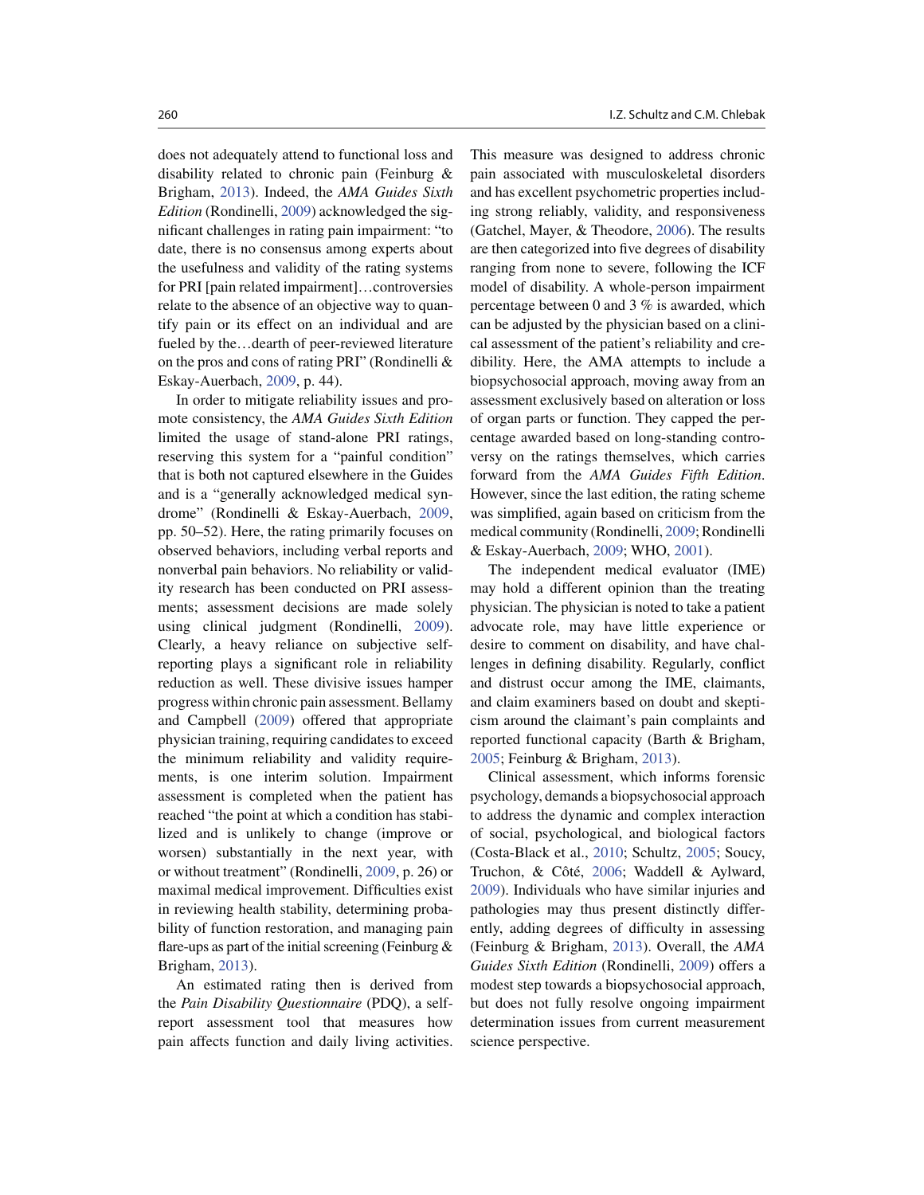does not adequately attend to functional loss and disability related to chronic pain (Feinburg & Brigham, 2013). Indeed, the *AMA Guides Sixth Edition* (Rondinelli, 2009) acknowledged the significant challenges in rating pain impairment: "to date, there is no consensus among experts about the usefulness and validity of the rating systems for PRI [pain related impairment]…controversies relate to the absence of an objective way to quantify pain or its effect on an individual and are fueled by the…dearth of peer-reviewed literature on the pros and cons of rating PRI" (Rondinelli & Eskay-Auerbach, 2009, p. 44).

In order to mitigate reliability issues and promote consistency, the *AMA Guides Sixth Edition* limited the usage of stand-alone PRI ratings, reserving this system for a "painful condition" that is both not captured elsewhere in the Guides and is a "generally acknowledged medical syndrome" (Rondinelli & Eskay-Auerbach, 2009, pp. 50–52). Here, the rating primarily focuses on observed behaviors, including verbal reports and nonverbal pain behaviors. No reliability or validity research has been conducted on PRI assessments; assessment decisions are made solely using clinical judgment (Rondinelli, 2009). Clearly, a heavy reliance on subjective self-reporting plays a significant role in reliability reduction as well. These divisive issues hamper progress within chronic pain assessment. Bellamy and Campbell (2009) offered that appropriate physician training, requiring candidates to exceed the minimum reliability and validity requirements, is one interim solution. Impairment assessment is completed when the patient has reached "the point at which a condition has stabilized and is unlikely to change (improve or worsen) substantially in the next year, with or without treatment" (Rondinelli, 2009, p. 26) or maximal medical improvement. Difficulties exist in reviewing health stability, determining probability of function restoration, and managing pain flare-ups as part of the initial screening (Feinburg & Brigham, 2013).

An estimated rating then is derived from the *Pain Disability Questionnaire* (PDQ), a self-report assessment tool that measures how pain affects function and daily living activities. This measure was designed to address chronic pain associated with musculoskeletal disorders and has excellent psychometric properties including strong reliably, validity, and responsiveness (Gatchel, Mayer, & Theodore, 2006). The results are then categorized into five degrees of disability ranging from none to severe, following the ICF model of disability. A whole-person impairment percentage between 0 and 3 % is awarded, which can be adjusted by the physician based on a clinical assessment of the patient's reliability and credibility. Here, the AMA attempts to include a biopsychosocial approach, moving away from an assessment exclusively based on alteration or loss of organ parts or function. They capped the percentage awarded based on long-standing controversy on the ratings themselves, which carries forward from the *AMA Guides Fifth Edition*. However, since the last edition, the rating scheme was simplified, again based on criticism from the medical community (Rondinelli, 2009; Rondinelli & Eskay-Auerbach, 2009; WHO, 2001).

The independent medical evaluator (IME) may hold a different opinion than the treating physician. The physician is noted to take a patient advocate role, may have little experience or desire to comment on disability, and have challenges in defining disability. Regularly, conflict and distrust occur among the IME, claimants, and claim examiners based on doubt and skepticism around the claimant's pain complaints and reported functional capacity (Barth & Brigham, 2005; Feinburg & Brigham, 2013).

Clinical assessment, which informs forensic psychology, demands a biopsychosocial approach to address the dynamic and complex interaction of social, psychological, and biological factors (Costa-Black et al., 2010; Schultz, 2005; Soucy, Truchon, & Côté, 2006; Waddell & Aylward, 2009). Individuals who have similar injuries and pathologies may thus present distinctly differently, adding degrees of difficulty in assessing (Feinburg & Brigham, 2013). Overall, the *AMA Guides Sixth Edition* (Rondinelli, 2009) offers a modest step towards a biopsychosocial approach, but does not fully resolve ongoing impairment determination issues from current measurement science perspective.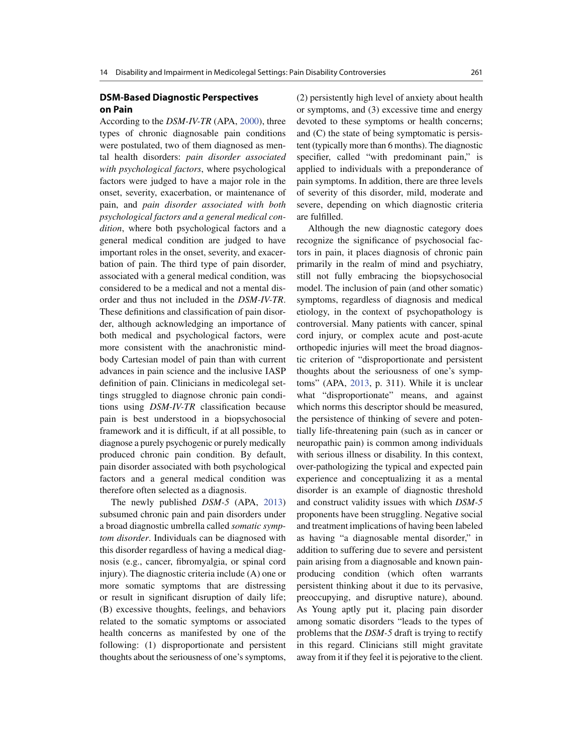## DSM-Based Diagnostic Perspectives on Pain

According to the *DSM-IV-TR* (APA, 2000), three types of chronic diagnosable pain conditions were postulated, two of them diagnosed as mental health disorders: *pain disorder associated with psychological factors*, where psychological factors were judged to have a major role in the onset, severity, exacerbation, or maintenance of pain, and *pain disorder associated with both psychological factors and a general medical condition*, where both psychological factors and a general medical condition are judged to have important roles in the onset, severity, and exacerbation of pain. The third type of pain disorder, associated with a general medical condition, was considered to be a medical and not a mental disorder and thus not included in the *DSM-IV-TR*. These definitions and classification of pain disorder, although acknowledging an importance of both medical and psychological factors, were more consistent with the anachronistic mind-body Cartesian model of pain than with current advances in pain science and the inclusive IASP definition of pain. Clinicians in medicolegal settings struggled to diagnose chronic pain conditions using *DSM-IV-TR* classification because pain is best understood in a biopsychosocial framework and it is difficult, if at all possible, to diagnose a purely psychogenic or purely medically produced chronic pain condition. By default, pain disorder associated with both psychological factors and a general medical condition was therefore often selected as a diagnosis.

The newly published *DSM-5* (APA, 2013) subsumed chronic pain and pain disorders under a broad diagnostic umbrella called *somatic symptom disorder*. Individuals can be diagnosed with this disorder regardless of having a medical diagnosis (e.g., cancer, fibromyalgia, or spinal cord injury). The diagnostic criteria include (A) one or more somatic symptoms that are distressing or result in significant disruption of daily life; (B) excessive thoughts, feelings, and behaviors related to the somatic symptoms or associated health concerns as manifested by one of the following: (1) disproportionate and persistent thoughts about the seriousness of one's symptoms, (2) persistently high level of anxiety about health or symptoms, and (3) excessive time and energy devoted to these symptoms or health concerns; and (C) the state of being symptomatic is persistent (typically more than 6 months). The diagnostic specifier, called "with predominant pain," is applied to individuals with a preponderance of pain symptoms. In addition, there are three levels of severity of this disorder, mild, moderate and severe, depending on which diagnostic criteria are fulfilled.

Although the new diagnostic category does recognize the significance of psychosocial factors in pain, it places diagnosis of chronic pain primarily in the realm of mind and psychiatry, still not fully embracing the biopsychosocial model. The inclusion of pain (and other somatic) symptoms, regardless of diagnosis and medical etiology, in the context of psychopathology is controversial. Many patients with cancer, spinal cord injury, or complex acute and post-acute orthopedic injuries will meet the broad diagnostic criterion of "disproportionate and persistent thoughts about the seriousness of one's symptoms" (APA, 2013, p. 311). While it is unclear what "disproportionate" means, and against which norms this descriptor should be measured, the persistence of thinking of severe and potentially life-threatening pain (such as in cancer or neuropathic pain) is common among individuals with serious illness or disability. In this context, over-pathologizing the typical and expected pain experience and conceptualizing it as a mental disorder is an example of diagnostic threshold and construct validity issues with which *DSM-5* proponents have been struggling. Negative social and treatment implications of having been labeled as having "a diagnosable mental disorder," in addition to suffering due to severe and persistent pain arising from a diagnosable and known pain-producing condition (which often warrants persistent thinking about it due to its pervasive, preoccupying, and disruptive nature), abound. As Young aptly put it, placing pain disorder among somatic disorders "leads to the types of problems that the *DSM-5* draft is trying to rectify in this regard. Clinicians still might gravitate away from it if they feel it is pejorative to the client.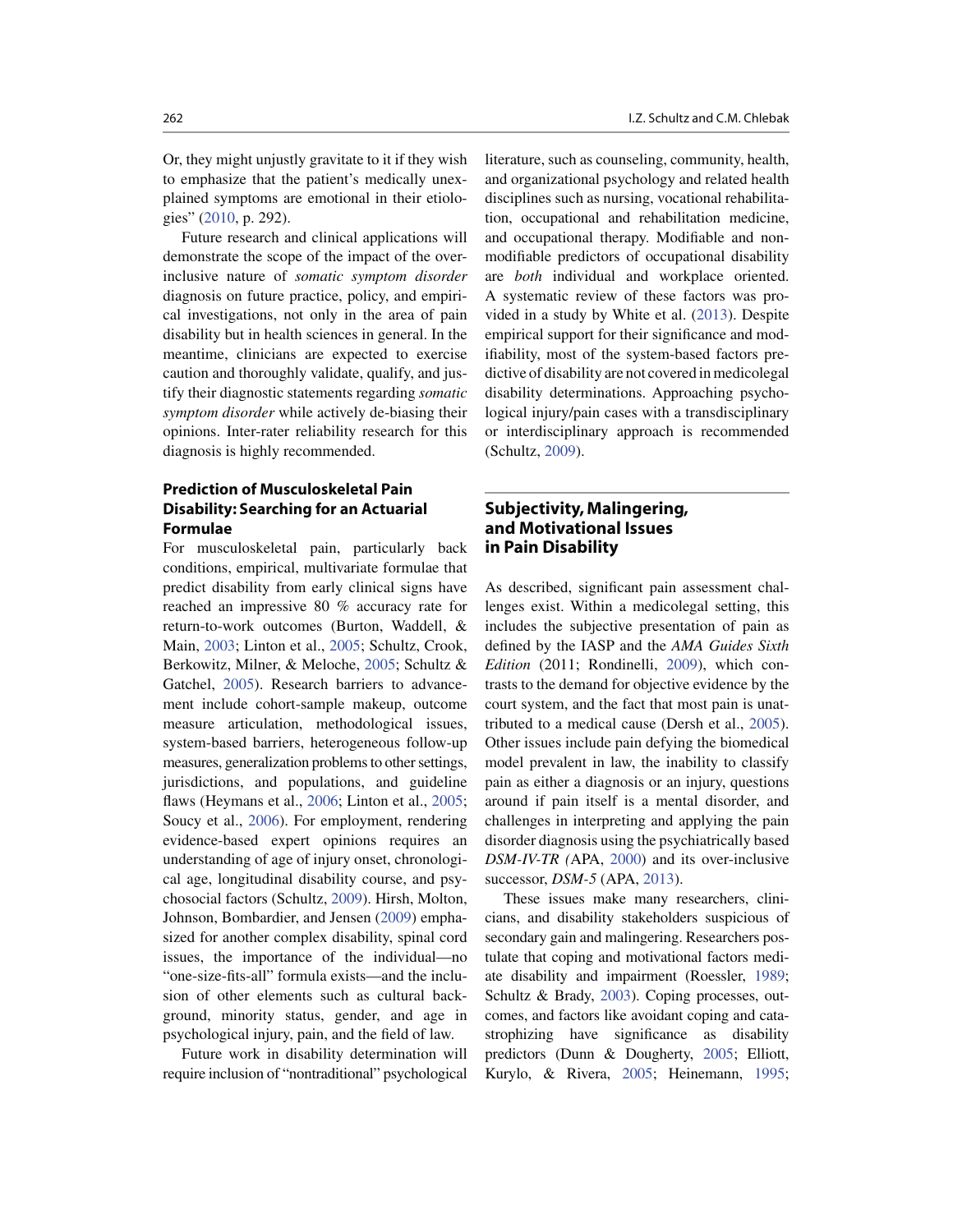Or, they might unjustly gravitate to it if they wish to emphasize that the patient's medically unexplained symptoms are emotional in their etiologies" (2010, p. 292).

Future research and clinical applications will demonstrate the scope of the impact of the over-inclusive nature of *somatic symptom disorder* diagnosis on future practice, policy, and empirical investigations, not only in the area of pain disability but in health sciences in general. In the meantime, clinicians are expected to exercise caution and thoroughly validate, qualify, and justify their diagnostic statements regarding *somatic symptom disorder* while actively de-biasing their opinions. Inter-rater reliability research for this diagnosis is highly recommended.

### Prediction of Musculoskeletal Pain Disability: Searching for an Actuarial Formulae

For musculoskeletal pain, particularly back conditions, empirical, multivariate formulae that predict disability from early clinical signs have reached an impressive 80 % accuracy rate for return-to-work outcomes (Burton, Waddell, & Main, 2003; Linton et al., 2005; Schultz, Crook, Berkowitz, Milner, & Meloche, 2005; Schultz & Gatchel, 2005). Research barriers to advancement include cohort-sample makeup, outcome measure articulation, methodological issues, system-based barriers, heterogeneous follow-up measures, generalization problems to other settings, jurisdictions, and populations, and guideline flaws (Heymans et al., 2006; Linton et al., 2005; Soucy et al., 2006). For employment, rendering evidence-based expert opinions requires an understanding of age of injury onset, chronological age, longitudinal disability course, and psychosocial factors (Schultz, 2009). Hirsh, Molton, Johnson, Bombardier, and Jensen (2009) emphasized for another complex disability, spinal cord issues, the importance of the individual—no "one-size-fits-all" formula exists—and the inclusion of other elements such as cultural background, minority status, gender, and age in psychological injury, pain, and the field of law.

Future work in disability determination will require inclusion of "nontraditional" psychological literature, such as counseling, community, health, and organizational psychology and related health disciplines such as nursing, vocational rehabilitation, occupational and rehabilitation medicine, and occupational therapy. Modifiable and non-modifiable predictors of occupational disability are *both* individual and workplace oriented. A systematic review of these factors was provided in a study by White et al. (2013). Despite empirical support for their significance and modifiability, most of the system-based factors predictive of disability are not covered in medicolegal disability determinations. Approaching psychological injury/pain cases with a transdisciplinary or interdisciplinary approach is recommended (Schultz, 2009).

## Subjectivity, Malingering, and Motivational Issues in Pain Disability

As described, significant pain assessment challenges exist. Within a medicolegal setting, this includes the subjective presentation of pain as defined by the IASP and the *AMA Guides Sixth Edition* (2011; Rondinelli, 2009), which contrasts to the demand for objective evidence by the court system, and the fact that most pain is unattributed to a medical cause (Dersh et al., 2005). Other issues include pain defying the biomedical model prevalent in law, the inability to classify pain as either a diagnosis or an injury, questions around if pain itself is a mental disorder, and challenges in interpreting and applying the pain disorder diagnosis using the psychiatrically based *DSM-IV-TR (*APA, 2000) and its over-inclusive successor, *DSM-5* (APA, 2013).

These issues make many researchers, clinicians, and disability stakeholders suspicious of secondary gain and malingering. Researchers postulate that coping and motivational factors mediate disability and impairment (Roessler, 1989; Schultz & Brady, 2003). Coping processes, outcomes, and factors like avoidant coping and catastrophizing have significance as disability predictors (Dunn & Dougherty, 2005; Elliott, Kurylo, & Rivera, 2005; Heinemann, 1995;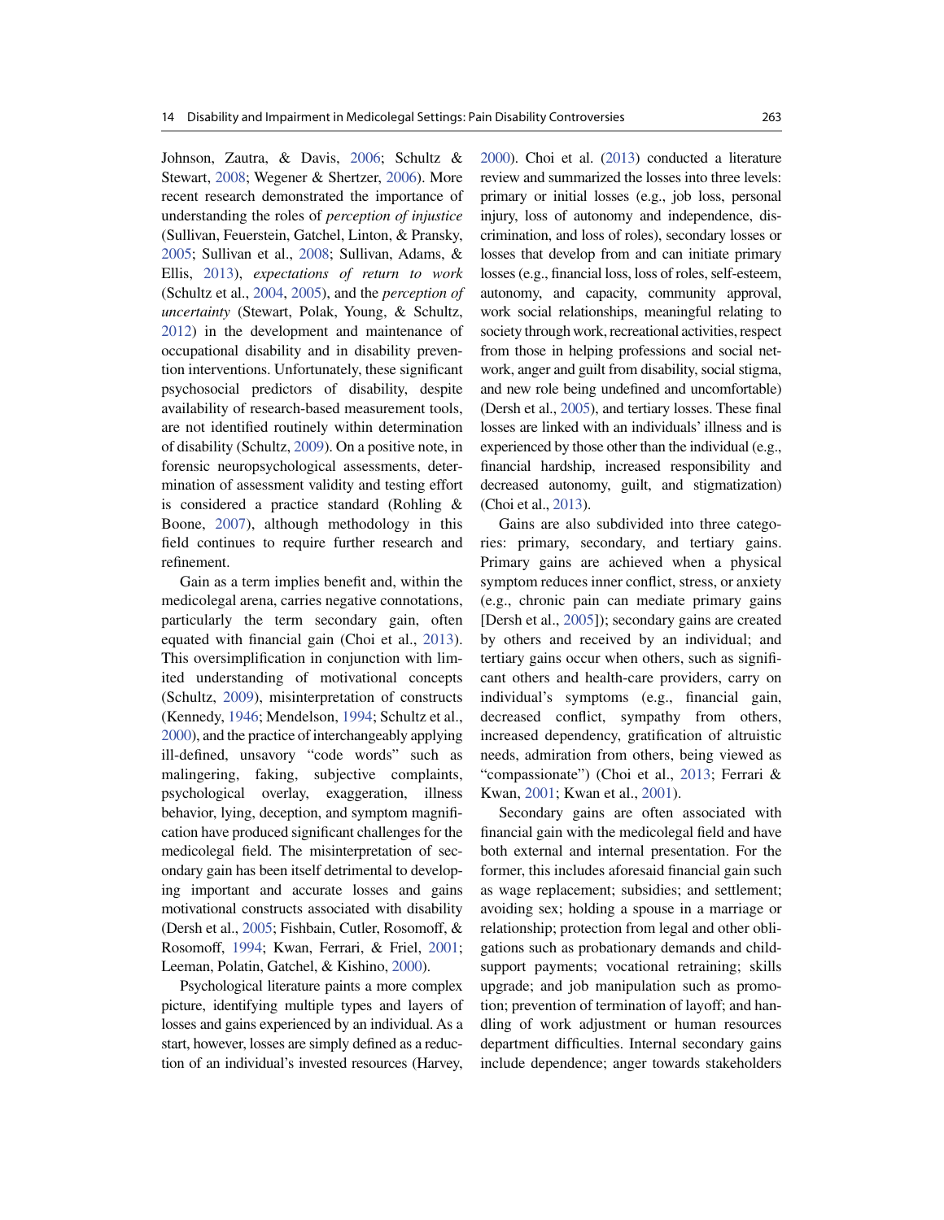Johnson, Zautra, & Davis, 2006; Schultz & Stewart, 2008; Wegener & Shertzer, 2006). More recent research demonstrated the importance of understanding the roles of *perception of injustice* (Sullivan, Feuerstein, Gatchel, Linton, & Pransky, 2005; Sullivan et al., 2008; Sullivan, Adams, & Ellis, 2013), *expectations of return to work* (Schultz et al., 2004, 2005), and the *perception of uncertainty* (Stewart, Polak, Young, & Schultz, 2012) in the development and maintenance of occupational disability and in disability prevention interventions. Unfortunately, these significant psychosocial predictors of disability, despite availability of research-based measurement tools, are not identified routinely within determination of disability (Schultz, 2009). On a positive note, in forensic neuropsychological assessments, determination of assessment validity and testing effort is considered a practice standard (Rohling & Boone, 2007), although methodology in this field continues to require further research and refinement.

Gain as a term implies benefit and, within the medicolegal arena, carries negative connotations, particularly the term secondary gain, often equated with financial gain (Choi et al., 2013). This oversimplification in conjunction with limited understanding of motivational concepts (Schultz, 2009), misinterpretation of constructs (Kennedy, 1946; Mendelson, 1994; Schultz et al., 2000), and the practice of interchangeably applying ill-defined, unsavory "code words" such as malingering, faking, subjective complaints, psychological overlay, exaggeration, illness behavior, lying, deception, and symptom magnification have produced significant challenges for the medicolegal field. The misinterpretation of secondary gain has been itself detrimental to developing important and accurate losses and gains motivational constructs associated with disability (Dersh et al., 2005; Fishbain, Cutler, Rosomoff, & Rosomoff, 1994; Kwan, Ferrari, & Friel, 2001; Leeman, Polatin, Gatchel, & Kishino, 2000).

Psychological literature paints a more complex picture, identifying multiple types and layers of losses and gains experienced by an individual. As a start, however, losses are simply defined as a reduction of an individual's invested resources (Harvey, 2000). Choi et al. (2013) conducted a literature review and summarized the losses into three levels: primary or initial losses (e.g., job loss, personal injury, loss of autonomy and independence, discrimination, and loss of roles), secondary losses or losses that develop from and can initiate primary losses (e.g., financial loss, loss of roles, self-esteem, autonomy, and capacity, community approval, work social relationships, meaningful relating to society through work, recreational activities, respect from those in helping professions and social network, anger and guilt from disability, social stigma, and new role being undefined and uncomfortable) (Dersh et al., 2005), and tertiary losses. These final losses are linked with an individuals' illness and is experienced by those other than the individual (e.g., financial hardship, increased responsibility and decreased autonomy, guilt, and stigmatization) (Choi et al., 2013).

Gains are also subdivided into three categories: primary, secondary, and tertiary gains. Primary gains are achieved when a physical symptom reduces inner conflict, stress, or anxiety (e.g., chronic pain can mediate primary gains [Dersh et al., 2005]); secondary gains are created by others and received by an individual; and tertiary gains occur when others, such as significant others and health-care providers, carry on individual's symptoms (e.g., financial gain, decreased conflict, sympathy from others, increased dependency, gratification of altruistic needs, admiration from others, being viewed as "compassionate") (Choi et al., 2013; Ferrari & Kwan, 2001; Kwan et al., 2001).

Secondary gains are often associated with financial gain with the medicolegal field and have both external and internal presentation. For the former, this includes aforesaid financial gain such as wage replacement; subsidies; and settlement; avoiding sex; holding a spouse in a marriage or relationship; protection from legal and other obligations such as probationary demands and child-support payments; vocational retraining; skills upgrade; and job manipulation such as promotion; prevention of termination of layoff; and handling of work adjustment or human resources department difficulties. Internal secondary gains include dependence; anger towards stakeholders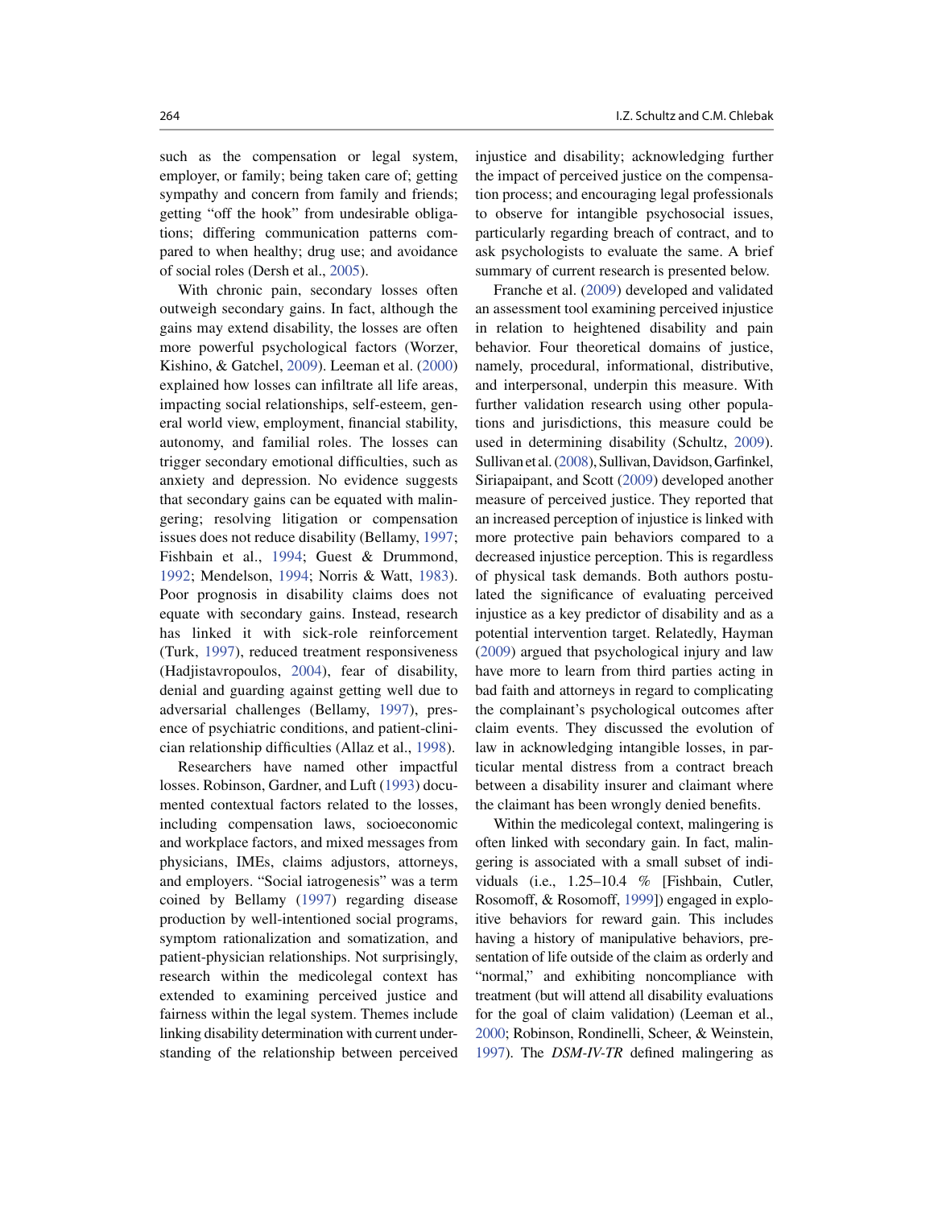such as the compensation or legal system, employer, or family; being taken care of; getting sympathy and concern from family and friends; getting "off the hook" from undesirable obligations; differing communication patterns compared to when healthy; drug use; and avoidance of social roles (Dersh et al., 2005).

With chronic pain, secondary losses often outweigh secondary gains. In fact, although the gains may extend disability, the losses are often more powerful psychological factors (Worzer, Kishino, & Gatchel, 2009). Leeman et al. (2000) explained how losses can infiltrate all life areas, impacting social relationships, self-esteem, general world view, employment, financial stability, autonomy, and familial roles. The losses can trigger secondary emotional difficulties, such as anxiety and depression. No evidence suggests that secondary gains can be equated with malingering; resolving litigation or compensation issues does not reduce disability (Bellamy, 1997; Fishbain et al., 1994; Guest & Drummond, 1992; Mendelson, 1994; Norris & Watt, 1983). Poor prognosis in disability claims does not equate with secondary gains. Instead, research has linked it with sick-role reinforcement (Turk, 1997), reduced treatment responsiveness (Hadjistavropoulos, 2004), fear of disability, denial and guarding against getting well due to adversarial challenges (Bellamy, 1997), presence of psychiatric conditions, and patient-clinician relationship difficulties (Allaz et al., 1998).

Researchers have named other impactful losses. Robinson, Gardner, and Luft (1993) documented contextual factors related to the losses, including compensation laws, socioeconomic and workplace factors, and mixed messages from physicians, IMEs, claims adjustors, attorneys, and employers. "Social iatrogenesis" was a term coined by Bellamy (1997) regarding disease production by well-intentioned social programs, symptom rationalization and somatization, and patient-physician relationships. Not surprisingly, research within the medicolegal context has extended to examining perceived justice and fairness within the legal system. Themes include linking disability determination with current understanding of the relationship between perceived injustice and disability; acknowledging further the impact of perceived justice on the compensation process; and encouraging legal professionals to observe for intangible psychosocial issues, particularly regarding breach of contract, and to ask psychologists to evaluate the same. A brief summary of current research is presented below.

Franche et al. (2009) developed and validated an assessment tool examining perceived injustice in relation to heightened disability and pain behavior. Four theoretical domains of justice, namely, procedural, informational, distributive, and interpersonal, underpin this measure. With further validation research using other populations and jurisdictions, this measure could be used in determining disability (Schultz, 2009). Sullivan et al. (2008), Sullivan, Davidson, Garfinkel, Siriapaipant, and Scott (2009) developed another measure of perceived justice. They reported that an increased perception of injustice is linked with more protective pain behaviors compared to a decreased injustice perception. This is regardless of physical task demands. Both authors postulated the significance of evaluating perceived injustice as a key predictor of disability and as a potential intervention target. Relatedly, Hayman (2009) argued that psychological injury and law have more to learn from third parties acting in bad faith and attorneys in regard to complicating the complainant's psychological outcomes after claim events. They discussed the evolution of law in acknowledging intangible losses, in particular mental distress from a contract breach between a disability insurer and claimant where the claimant has been wrongly denied benefits.

Within the medicolegal context, malingering is often linked with secondary gain. In fact, malingering is associated with a small subset of individuals (i.e., 1.25–10.4 % [Fishbain, Cutler, Rosomoff, & Rosomoff, 1999]) engaged in exploitive behaviors for reward gain. This includes having a history of manipulative behaviors, presentation of life outside of the claim as orderly and "normal," and exhibiting noncompliance with treatment (but will attend all disability evaluations for the goal of claim validation) (Leeman et al., 2000; Robinson, Rondinelli, Scheer, & Weinstein, 1997). The *DSM-IV-TR* defined malingering as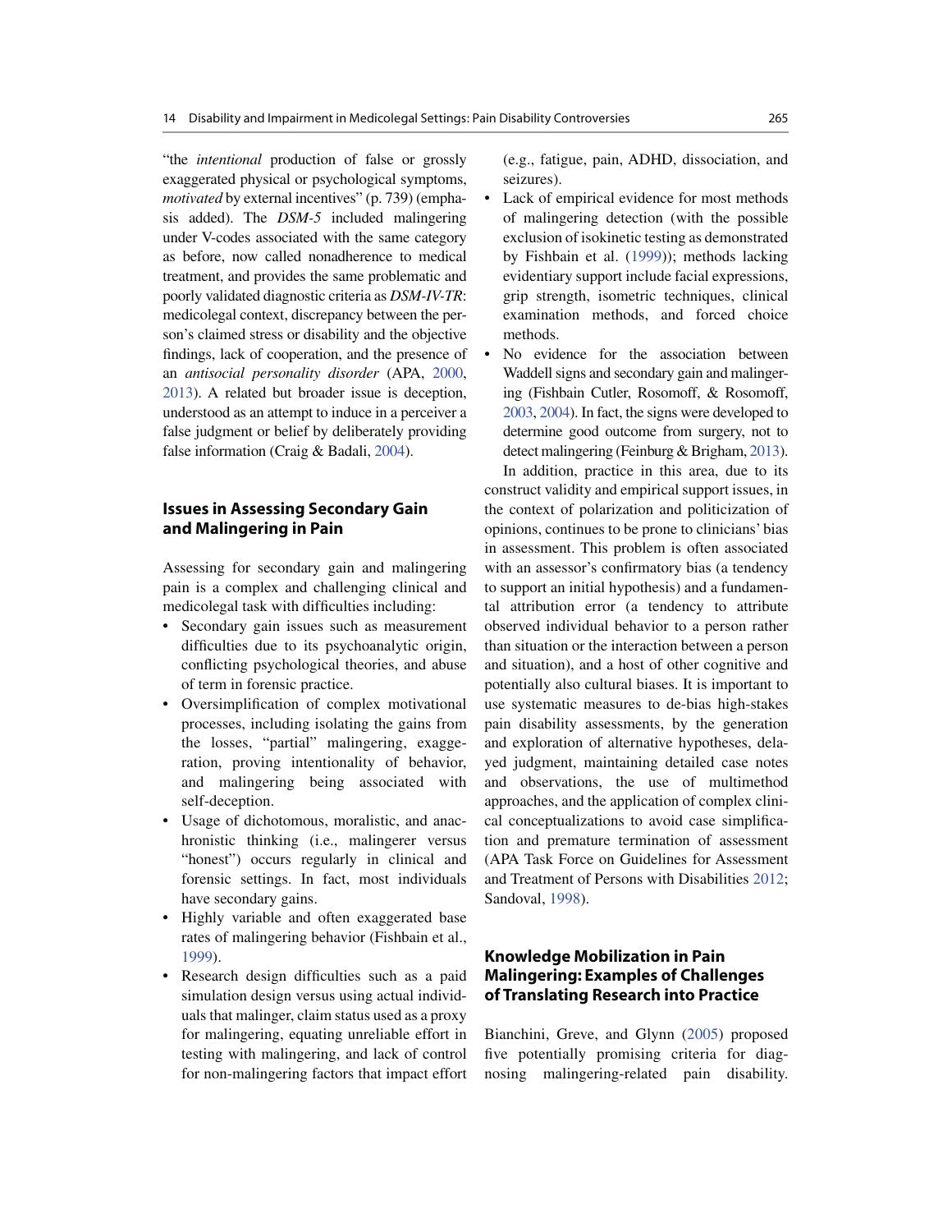"the *intentional* production of false or grossly exaggerated physical or psychological symptoms, *motivated* by external incentives" (p. 739) (emphasis added). The *DSM-5* included malingering under V-codes associated with the same category as before, now called nonadherence to medical treatment, and provides the same problematic and poorly validated diagnostic criteria as *DSM-IV-TR*: medicolegal context, discrepancy between the person's claimed stress or disability and the objective findings, lack of cooperation, and the presence of an *antisocial personality disorder* (APA, 2000, 2013). A related but broader issue is deception, understood as an attempt to induce in a perceiver a false judgment or belief by deliberately providing false information (Craig & Badali, 2004).

## Issues in Assessing Secondary Gain and Malingering in Pain

Assessing for secondary gain and malingering pain is a complex and challenging clinical and medicolegal task with difficulties including:

- Secondary gain issues such as measurement difficulties due to its psychoanalytic origin, conflicting psychological theories, and abuse of term in forensic practice.
- Oversimplification of complex motivational processes, including isolating the gains from the losses, "partial" malingering, exaggeration, proving intentionality of behavior, and malingering being associated with self-deception.
- Usage of dichotomous, moralistic, and anachronistic thinking (i.e., malingerer versus "honest") occurs regularly in clinical and forensic settings. In fact, most individuals have secondary gains.
- Highly variable and often exaggerated base rates of malingering behavior (Fishbain et al., 1999).
- Research design difficulties such as a paid simulation design versus using actual individuals that malinger, claim status used as a proxy for malingering, equating unreliable effort in testing with malingering, and lack of control for non-malingering factors that impact effort (e.g., fatigue, pain, ADHD, dissociation, and seizures).
- Lack of empirical evidence for most methods of malingering detection (with the possible exclusion of isokinetic testing as demonstrated by Fishbain et al. (1999)); methods lacking evidentiary support include facial expressions, grip strength, isometric techniques, clinical examination methods, and forced choice methods.
- No evidence for the association between Waddell signs and secondary gain and malingering (Fishbain Cutler, Rosomoff, & Rosomoff, 2003, 2004). In fact, the signs were developed to determine good outcome from surgery, not to detect malingering (Feinburg & Brigham, 2013).

In addition, practice in this area, due to its construct validity and empirical support issues, in the context of polarization and politicization of opinions, continues to be prone to clinicians' bias in assessment. This problem is often associated with an assessor's confirmatory bias (a tendency to support an initial hypothesis) and a fundamental attribution error (a tendency to attribute observed individual behavior to a person rather than situation or the interaction between a person and situation), and a host of other cognitive and potentially also cultural biases. It is important to use systematic measures to de-bias high-stakes pain disability assessments, by the generation and exploration of alternative hypotheses, delayed judgment, maintaining detailed case notes and observations, the use of multimethod approaches, and the application of complex clinical conceptualizations to avoid case simplification and premature termination of assessment (APA Task Force on Guidelines for Assessment and Treatment of Persons with Disabilities 2012; Sandoval, 1998).

## Knowledge Mobilization in Pain Malingering: Examples of Challenges of Translating Research into Practice

Bianchini, Greve, and Glynn (2005) proposed five potentially promising criteria for diagnosing malingering-related pain disability.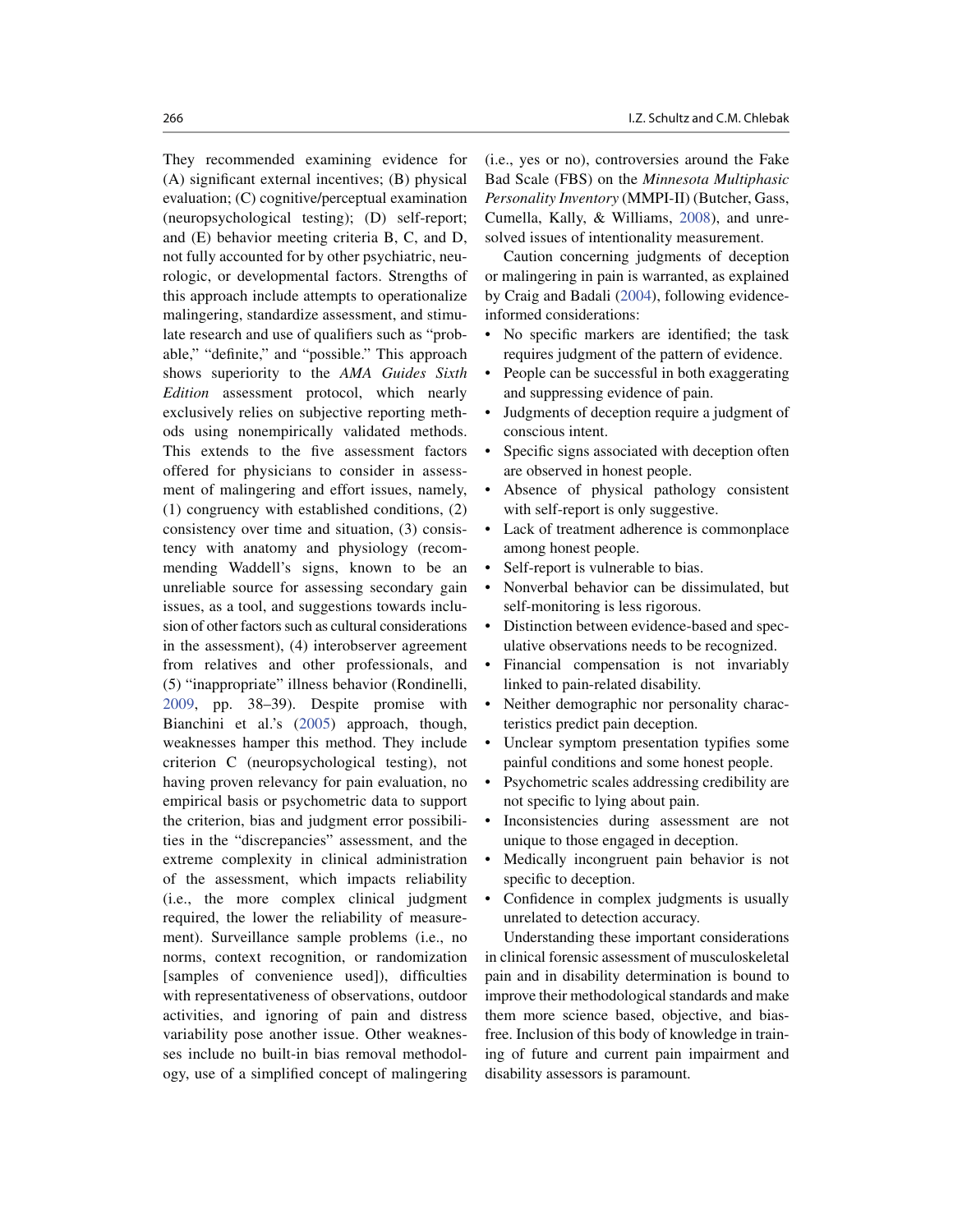They recommended examining evidence for (A) significant external incentives; (B) physical evaluation; (C) cognitive/perceptual examination (neuropsychological testing); (D) self-report; and (E) behavior meeting criteria B, C, and D, not fully accounted for by other psychiatric, neurologic, or developmental factors. Strengths of this approach include attempts to operationalize malingering, standardize assessment, and stimulate research and use of qualifiers such as "probable," "definite," and "possible." This approach shows superiority to the *AMA Guides Sixth Edition* assessment protocol, which nearly exclusively relies on subjective reporting methods using nonempirically validated methods. This extends to the five assessment factors offered for physicians to consider in assessment of malingering and effort issues, namely, (1) congruency with established conditions, (2) consistency over time and situation, (3) consistency with anatomy and physiology (recommending Waddell's signs, known to be an unreliable source for assessing secondary gain issues, as a tool, and suggestions towards inclusion of other factors such as cultural considerations in the assessment), (4) interobserver agreement from relatives and other professionals, and (5) "inappropriate" illness behavior (Rondinelli, 2009, pp. 38–39). Despite promise with Bianchini et al.'s (2005) approach, though, weaknesses hamper this method. They include criterion C (neuropsychological testing), not having proven relevancy for pain evaluation, no empirical basis or psychometric data to support the criterion, bias and judgment error possibilities in the "discrepancies" assessment, and the extreme complexity in clinical administration of the assessment, which impacts reliability (i.e., the more complex clinical judgment required, the lower the reliability of measurement). Surveillance sample problems (i.e., no norms, context recognition, or randomization [samples of convenience used]), difficulties with representativeness of observations, outdoor activities, and ignoring of pain and distress variability pose another issue. Other weaknesses include no built-in bias removal methodology, use of a simplified concept of malingering (i.e., yes or no), controversies around the Fake Bad Scale (FBS) on the *Minnesota Multiphasic Personality Inventory* (MMPI-II) (Butcher, Gass, Cumella, Kally, & Williams, 2008), and unresolved issues of intentionality measurement.

Caution concerning judgments of deception or malingering in pain is warranted, as explained by Craig and Badali (2004), following evidence-informed considerations:

- No specific markers are identified; the task requires judgment of the pattern of evidence.
- People can be successful in both exaggerating and suppressing evidence of pain.
- Judgments of deception require a judgment of conscious intent.
- Specific signs associated with deception often are observed in honest people.
- Absence of physical pathology consistent with self-report is only suggestive.
- Lack of treatment adherence is commonplace among honest people.
- Self-report is vulnerable to bias.
- Nonverbal behavior can be dissimulated, but self-monitoring is less rigorous.
- Distinction between evidence-based and speculative observations needs to be recognized.
- Financial compensation is not invariably linked to pain-related disability.
- Neither demographic nor personality characteristics predict pain deception.
- Unclear symptom presentation typifies some painful conditions and some honest people.
- Psychometric scales addressing credibility are not specific to lying about pain.
- Inconsistencies during assessment are not unique to those engaged in deception.
- Medically incongruent pain behavior is not specific to deception.
- Confidence in complex judgments is usually unrelated to detection accuracy.

Understanding these important considerations in clinical forensic assessment of musculoskeletal pain and in disability determination is bound to improve their methodological standards and make them more science based, objective, and bias-free. Inclusion of this body of knowledge in training of future and current pain impairment and disability assessors is paramount.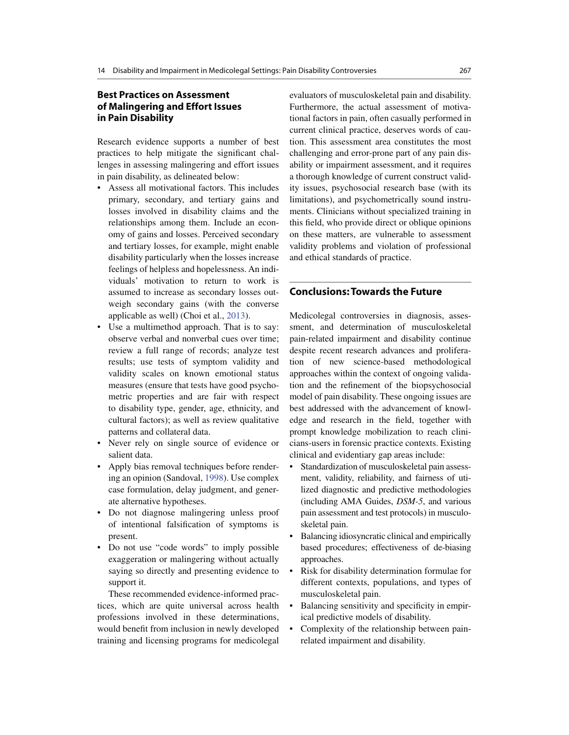## Best Practices on Assessment of Malingering and Effort Issues in Pain Disability

Research evidence supports a number of best practices to help mitigate the significant challenges in assessing malingering and effort issues in pain disability, as delineated below:

- Assess all motivational factors. This includes primary, secondary, and tertiary gains and losses involved in disability claims and the relationships among them. Include an economy of gains and losses. Perceived secondary and tertiary losses, for example, might enable disability particularly when the losses increase feelings of helpless and hopelessness. An individuals' motivation to return to work is assumed to increase as secondary losses outweigh secondary gains (with the converse applicable as well) (Choi et al., 2013).
- Use a multimethod approach. That is to say: observe verbal and nonverbal cues over time; review a full range of records; analyze test results; use tests of symptom validity and validity scales on known emotional status measures (ensure that tests have good psychometric properties and are fair with respect to disability type, gender, age, ethnicity, and cultural factors); as well as review qualitative patterns and collateral data.
- Never rely on single source of evidence or salient data.
- Apply bias removal techniques before rendering an opinion (Sandoval, 1998). Use complex case formulation, delay judgment, and generate alternative hypotheses.
- Do not diagnose malingering unless proof of intentional falsification of symptoms is present.
- Do not use "code words" to imply possible exaggeration or malingering without actually saying so directly and presenting evidence to support it.

These recommended evidence-informed practices, which are quite universal across health professions involved in these determinations, would benefit from inclusion in newly developed training and licensing programs for medicolegal evaluators of musculoskeletal pain and disability. Furthermore, the actual assessment of motivational factors in pain, often casually performed in current clinical practice, deserves words of caution. This assessment area constitutes the most challenging and error-prone part of any pain disability or impairment assessment, and it requires a thorough knowledge of current construct validity issues, psychosocial research base (with its limitations), and psychometrically sound instruments. Clinicians without specialized training in this field, who provide direct or oblique opinions on these matters, are vulnerable to assessment validity problems and violation of professional and ethical standards of practice.

## Conclusions: Towards the Future

Medicolegal controversies in diagnosis, assessment, and determination of musculoskeletal pain-related impairment and disability continue despite recent research advances and proliferation of new science-based methodological approaches within the context of ongoing validation and the refinement of the biopsychosocial model of pain disability. These ongoing issues are best addressed with the advancement of knowledge and research in the field, together with prompt knowledge mobilization to reach clinicians-users in forensic practice contexts. Existing clinical and evidentiary gap areas include:

- Standardization of musculoskeletal pain assessment, validity, reliability, and fairness of utilized diagnostic and predictive methodologies (including AMA Guides, *DSM-5*, and various pain assessment and test protocols) in musculoskeletal pain.
- Balancing idiosyncratic clinical and empirically based procedures; effectiveness of de-biasing approaches.
- Risk for disability determination formulae for different contexts, populations, and types of musculoskeletal pain.
- Balancing sensitivity and specificity in empirical predictive models of disability.
- Complexity of the relationship between pain-related impairment and disability.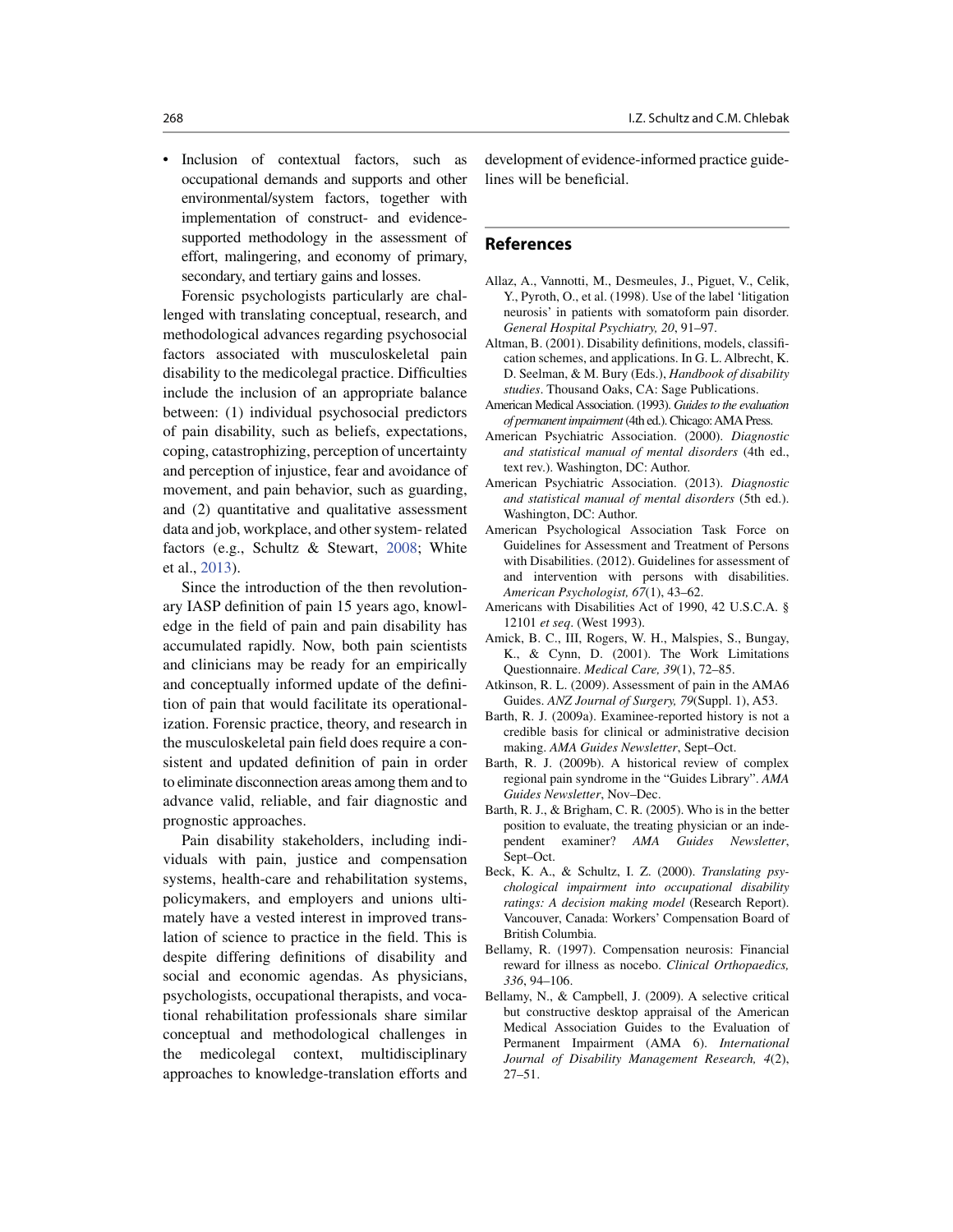- Inclusion of contextual factors, such as occupational demands and supports and other environmental/system factors, together with implementation of construct- and evidence-supported methodology in the assessment of effort, malingering, and economy of primary, secondary, and tertiary gains and losses.

Forensic psychologists particularly are challenged with translating conceptual, research, and methodological advances regarding psychosocial factors associated with musculoskeletal pain disability to the medicolegal practice. Difficulties include the inclusion of an appropriate balance between: (1) individual psychosocial predictors of pain disability, such as beliefs, expectations, coping, catastrophizing, perception of uncertainty and perception of injustice, fear and avoidance of movement, and pain behavior, such as guarding, and (2) quantitative and qualitative assessment data and job, workplace, and other system- related factors (e.g., Schultz & Stewart, 2008; White et al., 2013).

Since the introduction of the then revolutionary IASP definition of pain 15 years ago, knowledge in the field of pain and pain disability has accumulated rapidly. Now, both pain scientists and clinicians may be ready for an empirically and conceptually informed update of the definition of pain that would facilitate its operationalization. Forensic practice, theory, and research in the musculoskeletal pain field does require a consistent and updated definition of pain in order to eliminate disconnection areas among them and to advance valid, reliable, and fair diagnostic and prognostic approaches.

Pain disability stakeholders, including individuals with pain, justice and compensation systems, health-care and rehabilitation systems, policymakers, and employers and unions ultimately have a vested interest in improved translation of science to practice in the field. This is despite differing definitions of disability and social and economic agendas. As physicians, psychologists, occupational therapists, and vocational rehabilitation professionals share similar conceptual and methodological challenges in the medicolegal context, multidisciplinary approaches to knowledge-translation efforts and development of evidence-informed practice guidelines will be beneficial.

## References

Allaz, A., Vannotti, M., Desmeules, J., Piguet, V., Celik, Y., Pyroth, O., et al. (1998). Use of the label 'litigation neurosis' in patients with somatoform pain disorder. *General Hospital Psychiatry, 20*, 91–97.

Altman, B. (2001). Disability definitions, models, classification schemes, and applications. In G. L. Albrecht, K. D. Seelman, & M. Bury (Eds.), *Handbook of disability studies*. Thousand Oaks, CA: Sage Publications.

American Medical Association. (1993). *Guides to the evaluation of permanent impairment* (4th ed.). Chicago: AMA Press.

American Psychiatric Association. (2000). *Diagnostic and statistical manual of mental disorders* (4th ed., text rev.). Washington, DC: Author.

American Psychiatric Association. (2013). *Diagnostic and statistical manual of mental disorders* (5th ed.). Washington, DC: Author.

American Psychological Association Task Force on Guidelines for Assessment and Treatment of Persons with Disabilities. (2012). Guidelines for assessment of and intervention with persons with disabilities. *American Psychologist, 67*(1), 43–62.

Americans with Disabilities Act of 1990, 42 U.S.C.A. § 12101 *et seq*. (West 1993).

Amick, B. C., III, Rogers, W. H., Malspies, S., Bungay, K., & Cynn, D. (2001). The Work Limitations Questionnaire. *Medical Care, 39*(1), 72–85.

Atkinson, R. L. (2009). Assessment of pain in the AMA6 Guides. *ANZ Journal of Surgery, 79*(Suppl. 1), A53.

Barth, R. J. (2009a). Examinee-reported history is not a credible basis for clinical or administrative decision making. *AMA Guides Newsletter*, Sept–Oct.

Barth, R. J. (2009b). A historical review of complex regional pain syndrome in the "Guides Library". *AMA Guides Newsletter*, Nov–Dec.

Barth, R. J., & Brigham, C. R. (2005). Who is in the better position to evaluate, the treating physician or an independent examiner? *AMA Guides Newsletter*, Sept–Oct.

Beck, K. A., & Schultz, I. Z. (2000). *Translating psychological impairment into occupational disability ratings: A decision making model* (Research Report). Vancouver, Canada: Workers' Compensation Board of British Columbia.

Bellamy, R. (1997). Compensation neurosis: Financial reward for illness as nocebo. *Clinical Orthopaedics, 336*, 94–106.

Bellamy, N., & Campbell, J. (2009). A selective critical but constructive desktop appraisal of the American Medical Association Guides to the Evaluation of Permanent Impairment (AMA 6). *International Journal of Disability Management Research, 4*(2), 27–51.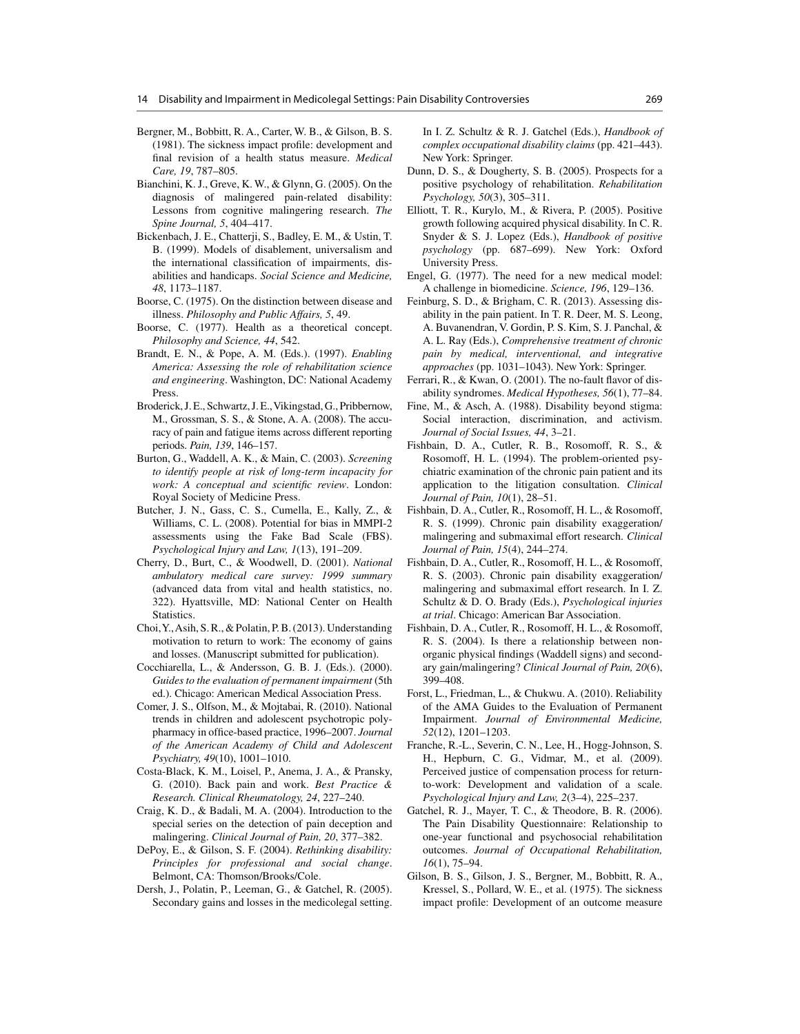Bergner, M., Bobbitt, R. A., Carter, W. B., & Gilson, B. S. (1981). The sickness impact profile: development and final revision of a health status measure. *Medical Care, 19*, 787–805.

Bianchini, K. J., Greve, K. W., & Glynn, G. (2005). On the diagnosis of malingered pain-related disability: Lessons from cognitive malingering research. *The Spine Journal, 5*, 404–417.

Bickenbach, J. E., Chatterji, S., Badley, E. M., & Ustin, T. B. (1999). Models of disablement, universalism and the international classification of impairments, disabilities and handicaps. *Social Science and Medicine, 48*, 1173–1187.

Boorse, C. (1975). On the distinction between disease and illness. *Philosophy and Public Affairs, 5*, 49.

Boorse, C. (1977). Health as a theoretical concept. *Philosophy and Science, 44*, 542.

Brandt, E. N., & Pope, A. M. (Eds.). (1997). *Enabling America: Assessing the role of rehabilitation science and engineering*. Washington, DC: National Academy Press.

Broderick, J. E., Schwartz, J. E., Vikingstad, G., Pribbernow, M., Grossman, S. S., & Stone, A. A. (2008). The accuracy of pain and fatigue items across different reporting periods. *Pain, 139*, 146–157.

Burton, G., Waddell, A. K., & Main, C. (2003). *Screening to identify people at risk of long-term incapacity for work: A conceptual and scientific review*. London: Royal Society of Medicine Press.

Butcher, J. N., Gass, C. S., Cumella, E., Kally, Z., & Williams, C. L. (2008). Potential for bias in MMPI-2 assessments using the Fake Bad Scale (FBS). *Psychological Injury and Law, 1*(13), 191–209.

Cherry, D., Burt, C., & Woodwell, D. (2001). *National ambulatory medical care survey: 1999 summary* (advanced data from vital and health statistics, no. 322). Hyattsville, MD: National Center on Health Statistics.

Choi, Y., Asih, S. R., & Polatin, P. B. (2013). Understanding motivation to return to work: The economy of gains and losses. (Manuscript submitted for publication).

Cocchiarella, L., & Andersson, G. B. J. (Eds.). (2000). *Guides to the evaluation of permanent impairment* (5th ed.). Chicago: American Medical Association Press.

Comer, J. S., Olfson, M., & Mojtabai, R. (2010). National trends in children and adolescent psychotropic polypharmacy in office-based practice, 1996–2007. *Journal of the American Academy of Child and Adolescent Psychiatry, 49*(10), 1001–1010.

Costa-Black, K. M., Loisel, P., Anema, J. A., & Pransky, G. (2010). Back pain and work. *Best Practice & Research. Clinical Rheumatology, 24*, 227–240.

Craig, K. D., & Badali, M. A. (2004). Introduction to the special series on the detection of pain deception and malingering. *Clinical Journal of Pain, 20*, 377–382.

DePoy, E., & Gilson, S. F. (2004). *Rethinking disability: Principles for professional and social change*. Belmont, CA: Thomson/Brooks/Cole.

Dersh, J., Polatin, P., Leeman, G., & Gatchel, R. (2005). Secondary gains and losses in the medicolegal setting. In I. Z. Schultz & R. J. Gatchel (Eds.), *Handbook of complex occupational disability claims* (pp. 421–443). New York: Springer.

Dunn, D. S., & Dougherty, S. B. (2005). Prospects for a positive psychology of rehabilitation. *Rehabilitation Psychology, 50*(3), 305–311.

Elliott, T. R., Kurylo, M., & Rivera, P. (2005). Positive growth following acquired physical disability. In C. R. Snyder & S. J. Lopez (Eds.), *Handbook of positive psychology* (pp. 687–699). New York: Oxford University Press.

Engel, G. (1977). The need for a new medical model: A challenge in biomedicine. *Science, 196*, 129–136.

Feinburg, S. D., & Brigham, C. R. (2013). Assessing disability in the pain patient. In T. R. Deer, M. S. Leong, A. Buvanendran, V. Gordin, P. S. Kim, S. J. Panchal, & A. L. Ray (Eds.), *Comprehensive treatment of chronic pain by medical, interventional, and integrative approaches* (pp. 1031–1043). New York: Springer.

Ferrari, R., & Kwan, O. (2001). The no-fault flavor of disability syndromes. *Medical Hypotheses, 56*(1), 77–84.

Fine, M., & Asch, A. (1988). Disability beyond stigma: Social interaction, discrimination, and activism. *Journal of Social Issues, 44*, 3–21.

Fishbain, D. A., Cutler, R. B., Rosomoff, R. S., & Rosomoff, H. L. (1994). The problem-oriented psychiatric examination of the chronic pain patient and its application to the litigation consultation. *Clinical Journal of Pain, 10*(1), 28–51.

Fishbain, D. A., Cutler, R., Rosomoff, H. L., & Rosomoff, R. S. (1999). Chronic pain disability exaggeration/malingering and submaximal effort research. *Clinical Journal of Pain, 15*(4), 244–274.

Fishbain, D. A., Cutler, R., Rosomoff, H. L., & Rosomoff, R. S. (2003). Chronic pain disability exaggeration/malingering and submaximal effort research. In I. Z. Schultz & D. O. Brady (Eds.), *Psychological injuries at trial*. Chicago: American Bar Association.

Fishbain, D. A., Cutler, R., Rosomoff, H. L., & Rosomoff, R. S. (2004). Is there a relationship between nonorganic physical findings (Waddell signs) and secondary gain/malingering? *Clinical Journal of Pain, 20*(6), 399–408.

Forst, L., Friedman, L., & Chukwu. A. (2010). Reliability of the AMA Guides to the Evaluation of Permanent Impairment. *Journal of Environmental Medicine, 52*(12), 1201–1203.

Franche, R.-L., Severin, C. N., Lee, H., Hogg-Johnson, S. H., Hepburn, C. G., Vidmar, M., et al. (2009). Perceived justice of compensation process for return-to-work: Development and validation of a scale. *Psychological Injury and Law, 2*(3–4), 225–237.

Gatchel, R. J., Mayer, T. C., & Theodore, B. R. (2006). The Pain Disability Questionnaire: Relationship to one-year functional and psychosocial rehabilitation outcomes. *Journal of Occupational Rehabilitation, 16*(1), 75–94.

Gilson, B. S., Gilson, J. S., Bergner, M., Bobbitt, R. A., Kressel, S., Pollard, W. E., et al. (1975). The sickness impact profile: Development of an outcome measure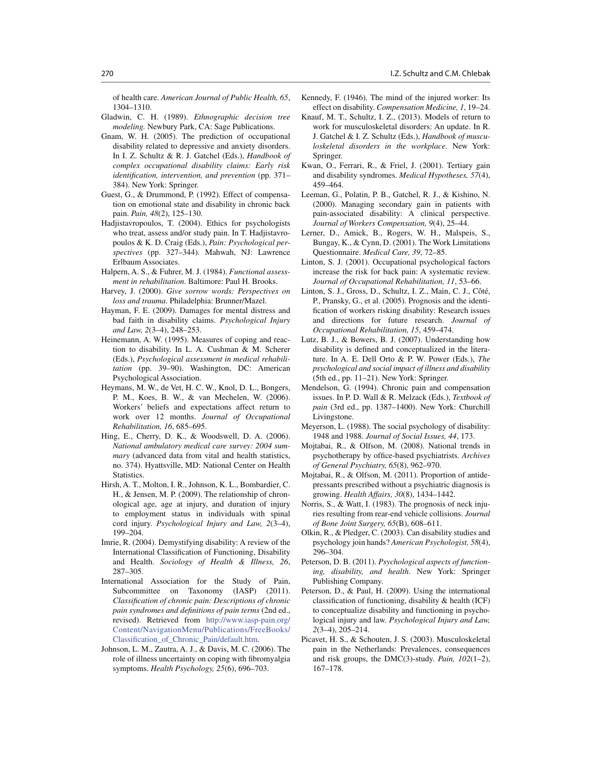of health care. *American Journal of Public Health, 65*, 1304–1310.

Gladwin, C. H. (1989). *Ethnographic decision tree modeling*. Newbury Park, CA: Sage Publications.

Gnam, W. H. (2005). The prediction of occupational disability related to depressive and anxiety disorders. In I. Z. Schultz & R. J. Gatchel (Eds.), *Handbook of complex occupational disability claims: Early risk identification, intervention, and prevention* (pp. 371–384). New York: Springer.

Guest, G., & Drummond, P. (1992). Effect of compensation on emotional state and disability in chronic back pain. *Pain, 48*(2), 125–130.

Hadjistavropoulos, T. (2004). Ethics for psychologists who treat, assess and/or study pain. In T. Hadjistavropoulos & K. D. Craig (Eds.), *Pain: Psychological perspectives* (pp. 327–344). Mahwah, NJ: Lawrence Erlbaum Associates.

Halpern, A. S., & Fuhrer, M. J. (1984). *Functional assessment in rehabilitation*. Baltimore: Paul H. Brooks.

Harvey, J. (2000). *Give sorrow words: Perspectives on loss and trauma*. Philadelphia: Brunner/Mazel.

Hayman, F. E. (2009). Damages for mental distress and bad faith in disability claims. *Psychological Injury and Law, 2*(3–4), 248–253.

Heinemann, A. W. (1995). Measures of coping and reaction to disability. In L. A. Cushman & M. Scherer (Eds.), *Psychological assessment in medical rehabilitation* (pp. 39–90). Washington, DC: American Psychological Association.

Heymans, M. W., de Vet, H. C. W., Knol, D. L., Bongers, P. M., Koes, B. W., & van Mechelen, W. (2006). Workers' beliefs and expectations affect return to work over 12 months. *Journal of Occupational Rehabilitation, 16*, 685–695.

Hing, E., Cherry, D. K., & Woodswell, D. A. (2006). *National ambulatory medical care survey: 2004 summary* (advanced data from vital and health statistics, no. 374). Hyattsville, MD: National Center on Health Statistics.

Hirsh, A. T., Molton, I. R., Johnson, K. L., Bombardier, C. H., & Jensen, M. P. (2009). The relationship of chronological age, age at injury, and duration of injury to employment status in individuals with spinal cord injury. *Psychological Injury and Law, 2*(3–4), 199–204.

Imrie, R. (2004). Demystifying disability: A review of the International Classification of Functioning, Disability and Health. *Sociology of Health & Illness, 26*, 287–305.

International Association for the Study of Pain, Subcommittee on Taxonomy (IASP) (2011). *Classification of chronic pain: Descriptions of chronic pain syndromes and definitions of pain terms* (2nd ed., revised). Retrieved from http://www.iasp-pain.org/Content/NavigationMenu/Publications/FreeBooks/Classification_of_Chronic_Pain/default.htm.

Johnson, L. M., Zautra, A. J., & Davis, M. C. (2006). The role of illness uncertainty on coping with fibromyalgia symptoms. *Health Psychology, 25*(6), 696–703.

Kennedy, F. (1946). The mind of the injured worker: Its effect on disability. *Compensation Medicine, 1*, 19–24.

Knauf, M. T., Schultz, I. Z., (2013). Models of return to work for musculoskeletal disorders: An update. In R. J. Gatchel & I. Z. Schultz (Eds.), *Handbook of musculoskeletal disorders in the workplace*. New York: Springer.

Kwan, O., Ferrari, R., & Friel, J. (2001). Tertiary gain and disability syndromes. *Medical Hypotheses, 57*(4), 459–464.

Leeman, G., Polatin, P. B., Gatchel, R. J., & Kishino, N. (2000). Managing secondary gain in patients with pain-associated disability: A clinical perspective. *Journal of Workers Compensation, 9*(4), 25–44.

Lerner, D., Amick, B., Rogers, W. H., Malspeis, S., Bungay, K., & Cynn, D. (2001). The Work Limitations Questionnaire. *Medical Care, 39*, 72–85.

Linton, S. J. (2001). Occupational psychological factors increase the risk for back pain: A systematic review. *Journal of Occupational Rehabilitation, 11*, 53–66.

Linton, S. J., Gross, D., Schultz, I. Z., Main, C. J., Côté, P., Pransky, G., et al. (2005). Prognosis and the identification of workers risking disability: Research issues and directions for future research. *Journal of Occupational Rehabilitation, 15*, 459–474.

Lutz, B. J., & Bowers, B. J. (2007). Understanding how disability is defined and conceptualized in the literature. In A. E. Dell Orto & P. W. Power (Eds.), *The psychological and social impact of illness and disability* (5th ed., pp. 11–21). New York: Springer.

Mendelson, G. (1994). Chronic pain and compensation issues. In P. D. Wall & R. Melzack (Eds.), *Textbook of pain* (3rd ed., pp. 1387–1400). New York: Churchill Livingstone.

Meyerson, L. (1988). The social psychology of disability: 1948 and 1988. *Journal of Social Issues, 44*, 173.

Mojtabai, R., & Olfson, M. (2008). National trends in psychotherapy by office-based psychiatrists. *Archives of General Psychiatry, 65*(8), 962–970.

Mojtabai, R., & Olfson, M. (2011). Proportion of antidepressants prescribed without a psychiatric diagnosis is growing. *Health Affairs, 30*(8), 1434–1442.

Norris, S., & Watt, I. (1983). The prognosis of neck injuries resulting from rear-end vehicle collisions. *Journal of Bone Joint Surgery, 65*(B), 608–611.

Olkin, R., & Pledger, C. (2003). Can disability studies and psychology join hands? *American Psychologist, 58*(4), 296–304.

Peterson, D. B. (2011). *Psychological aspects of functioning, disability, and health*. New York: Springer Publishing Company.

Peterson, D., & Paul, H. (2009). Using the international classification of functioning, disability & health (ICF) to conceptualize disability and functioning in psychological injury and law. *Psychological Injury and Law, 2*(3–4), 205–214.

Picavet, H. S., & Schouten, J. S. (2003). Musculoskeletal pain in the Netherlands: Prevalences, consequences and risk groups, the DMC(3)-study. *Pain, 102*(1–2), 167–178.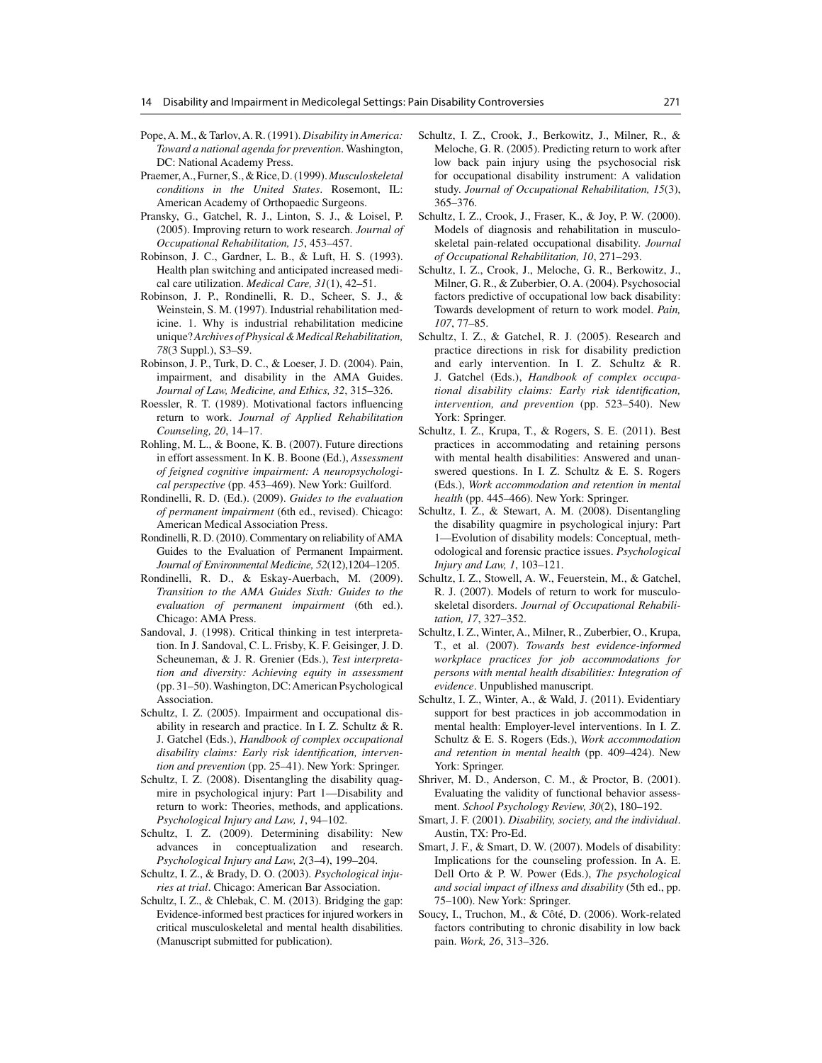Pope, A. M., & Tarlov, A. R. (1991). *Disability in America: Toward a national agenda for prevention*. Washington, DC: National Academy Press.

Praemer, A., Furner, S., & Rice, D. (1999). *Musculoskeletal conditions in the United States*. Rosemont, IL: American Academy of Orthopaedic Surgeons.

Pransky, G., Gatchel, R. J., Linton, S. J., & Loisel, P. (2005). Improving return to work research. *Journal of Occupational Rehabilitation, 15*, 453–457.

Robinson, J. C., Gardner, L. B., & Luft, H. S. (1993). Health plan switching and anticipated increased medical care utilization. *Medical Care, 31*(1), 42–51.

Robinson, J. P., Rondinelli, R. D., Scheer, S. J., & Weinstein, S. M. (1997). Industrial rehabilitation medicine. 1. Why is industrial rehabilitation medicine unique? *Archives of Physical & Medical Rehabilitation, 78*(3 Suppl.), S3–S9.

Robinson, J. P., Turk, D. C., & Loeser, J. D. (2004). Pain, impairment, and disability in the AMA Guides. *Journal of Law, Medicine, and Ethics, 32*, 315–326.

Roessler, R. T. (1989). Motivational factors influencing return to work. *Journal of Applied Rehabilitation Counseling, 20*, 14–17.

Rohling, M. L., & Boone, K. B. (2007). Future directions in effort assessment. In K. B. Boone (Ed.), *Assessment of feigned cognitive impairment: A neuropsychological perspective* (pp. 453–469). New York: Guilford.

Rondinelli, R. D. (Ed.). (2009). *Guides to the evaluation of permanent impairment* (6th ed., revised). Chicago: American Medical Association Press.

Rondinelli, R. D. (2010). Commentary on reliability of AMA Guides to the Evaluation of Permanent Impairment. *Journal of Environmental Medicine, 52*(12),1204–1205.

Rondinelli, R. D., & Eskay-Auerbach, M. (2009). *Transition to the AMA Guides Sixth: Guides to the evaluation of permanent impairment* (6th ed.). Chicago: AMA Press.

Sandoval, J. (1998). Critical thinking in test interpretation. In J. Sandoval, C. L. Frisby, K. F. Geisinger, J. D. Scheuneman, & J. R. Grenier (Eds.), *Test interpretation and diversity: Achieving equity in assessment* (pp. 31–50). Washington, DC: American Psychological Association.

Schultz, I. Z. (2005). Impairment and occupational disability in research and practice. In I. Z. Schultz & R. J. Gatchel (Eds.), *Handbook of complex occupational disability claims: Early risk identification, intervention and prevention* (pp. 25–41). New York: Springer.

Schultz, I. Z. (2008). Disentangling the disability quagmire in psychological injury: Part 1—Disability and return to work: Theories, methods, and applications. *Psychological Injury and Law, 1*, 94–102.

Schultz, I. Z. (2009). Determining disability: New advances in conceptualization and research. *Psychological Injury and Law, 2*(3–4), 199–204.

Schultz, I. Z., & Brady, D. O. (2003). *Psychological injuries at trial*. Chicago: American Bar Association.

Schultz, I. Z., & Chlebak, C. M. (2013). Bridging the gap: Evidence-informed best practices for injured workers in critical musculoskeletal and mental health disabilities. (Manuscript submitted for publication).

Schultz, I. Z., Crook, J., Berkowitz, J., Milner, R., & Meloche, G. R. (2005). Predicting return to work after low back pain injury using the psychosocial risk for occupational disability instrument: A validation study. *Journal of Occupational Rehabilitation, 15*(3), 365–376.

Schultz, I. Z., Crook, J., Fraser, K., & Joy, P. W. (2000). Models of diagnosis and rehabilitation in musculoskeletal pain-related occupational disability. *Journal of Occupational Rehabilitation, 10*, 271–293.

Schultz, I. Z., Crook, J., Meloche, G. R., Berkowitz, J., Milner, G. R., & Zuberbier, O. A. (2004). Psychosocial factors predictive of occupational low back disability: Towards development of return to work model. *Pain, 107*, 77–85.

Schultz, I. Z., & Gatchel, R. J. (2005). Research and practice directions in risk for disability prediction and early intervention. In I. Z. Schultz & R. J. Gatchel (Eds.), *Handbook of complex occupational disability claims: Early risk identification, intervention, and prevention* (pp. 523–540). New York: Springer.

Schultz, I. Z., Krupa, T., & Rogers, S. E. (2011). Best practices in accommodating and retaining persons with mental health disabilities: Answered and unanswered questions. In I. Z. Schultz & E. S. Rogers (Eds.), *Work accommodation and retention in mental health* (pp. 445–466). New York: Springer.

Schultz, I. Z., & Stewart, A. M. (2008). Disentangling the disability quagmire in psychological injury: Part 1—Evolution of disability models: Conceptual, methodological and forensic practice issues. *Psychological Injury and Law, 1*, 103–121.

Schultz, I. Z., Stowell, A. W., Feuerstein, M., & Gatchel, R. J. (2007). Models of return to work for musculoskeletal disorders. *Journal of Occupational Rehabilitation, 17*, 327–352.

Schultz, I. Z., Winter, A., Milner, R., Zuberbier, O., Krupa, T., et al. (2007). *Towards best evidence-informed workplace practices for job accommodations for persons with mental health disabilities: Integration of evidence*. Unpublished manuscript.

Schultz, I. Z., Winter, A., & Wald, J. (2011). Evidentiary support for best practices in job accommodation in mental health: Employer-level interventions. In I. Z. Schultz & E. S. Rogers (Eds.), *Work accommodation and retention in mental health* (pp. 409–424). New York: Springer.

Shriver, M. D., Anderson, C. M., & Proctor, B. (2001). Evaluating the validity of functional behavior assessment. *School Psychology Review, 30*(2), 180–192.

Smart, J. F. (2001). *Disability, society, and the individual*. Austin, TX: Pro-Ed.

Smart, J. F., & Smart, D. W. (2007). Models of disability: Implications for the counseling profession. In A. E. Dell Orto & P. W. Power (Eds.), *The psychological and social impact of illness and disability* (5th ed., pp. 75–100). New York: Springer.

Soucy, I., Truchon, M., & Côté, D. (2006). Work-related factors contributing to chronic disability in low back pain. *Work, 26*, 313–326.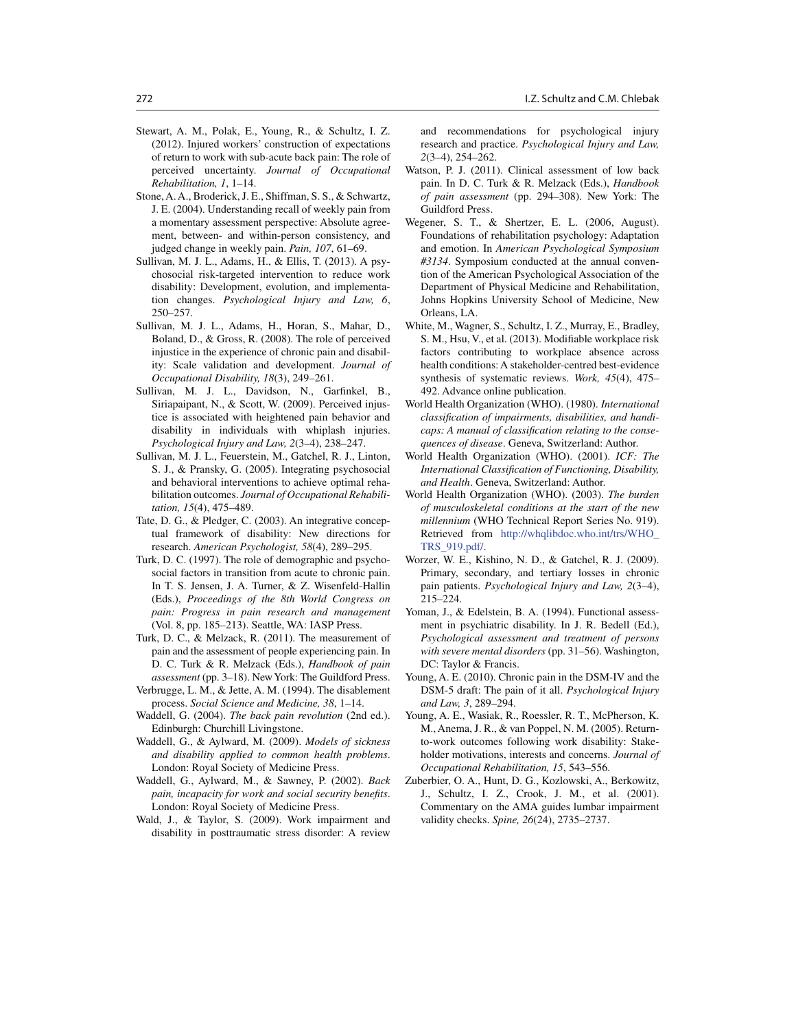Stewart, A. M., Polak, E., Young, R., & Schultz, I. Z. (2012). Injured workers' construction of expectations of return to work with sub-acute back pain: The role of perceived uncertainty. *Journal of Occupational Rehabilitation, 1*, 1–14.

Stone, A. A., Broderick, J. E., Shiffman, S. S., & Schwartz, J. E. (2004). Understanding recall of weekly pain from a momentary assessment perspective: Absolute agreement, between- and within-person consistency, and judged change in weekly pain. *Pain, 107*, 61–69.

Sullivan, M. J. L., Adams, H., & Ellis, T. (2013). A psychosocial risk-targeted intervention to reduce work disability: Development, evolution, and implementation changes. *Psychological Injury and Law, 6*, 250–257.

Sullivan, M. J. L., Adams, H., Horan, S., Mahar, D., Boland, D., & Gross, R. (2008). The role of perceived injustice in the experience of chronic pain and disability: Scale validation and development. *Journal of Occupational Disability, 18*(3), 249–261.

Sullivan, M. J. L., Davidson, N., Garfinkel, B., Siriapaipant, N., & Scott, W. (2009). Perceived injustice is associated with heightened pain behavior and disability in individuals with whiplash injuries. *Psychological Injury and Law, 2*(3–4), 238–247.

Sullivan, M. J. L., Feuerstein, M., Gatchel, R. J., Linton, S. J., & Pransky, G. (2005). Integrating psychosocial and behavioral interventions to achieve optimal rehabilitation outcomes. *Journal of Occupational Rehabilitation, 15*(4), 475–489.

Tate, D. G., & Pledger, C. (2003). An integrative conceptual framework of disability: New directions for research. *American Psychologist, 58*(4), 289–295.

Turk, D. C. (1997). The role of demographic and psychosocial factors in transition from acute to chronic pain. In T. S. Jensen, J. A. Turner, & Z. Wisenfeld-Hallin (Eds.), *Proceedings of the 8th World Congress on pain: Progress in pain research and management* (Vol. 8, pp. 185–213). Seattle, WA: IASP Press.

Turk, D. C., & Melzack, R. (2011). The measurement of pain and the assessment of people experiencing pain. In D. C. Turk & R. Melzack (Eds.), *Handbook of pain assessment* (pp. 3–18). New York: The Guildford Press.

Verbrugge, L. M., & Jette, A. M. (1994). The disablement process. *Social Science and Medicine, 38*, 1–14.

Waddell, G. (2004). *The back pain revolution* (2nd ed.). Edinburgh: Churchill Livingstone.

Waddell, G., & Aylward, M. (2009). *Models of sickness and disability applied to common health problems*. London: Royal Society of Medicine Press.

Waddell, G., Aylward, M., & Sawney, P. (2002). *Back pain, incapacity for work and social security benefits*. London: Royal Society of Medicine Press.

Wald, J., & Taylor, S. (2009). Work impairment and disability in posttraumatic stress disorder: A review and recommendations for psychological injury research and practice. *Psychological Injury and Law, 2*(3–4), 254–262.

Watson, P. J. (2011). Clinical assessment of low back pain. In D. C. Turk & R. Melzack (Eds.), *Handbook of pain assessment* (pp. 294–308). New York: The Guildford Press.

Wegener, S. T., & Shertzer, E. L. (2006, August). Foundations of rehabilitation psychology: Adaptation and emotion. In *American Psychological Symposium #3134*. Symposium conducted at the annual convention of the American Psychological Association of the Department of Physical Medicine and Rehabilitation, Johns Hopkins University School of Medicine, New Orleans, LA.

White, M., Wagner, S., Schultz, I. Z., Murray, E., Bradley, S. M., Hsu, V., et al. (2013). Modifiable workplace risk factors contributing to workplace absence across health conditions: A stakeholder-centred best-evidence synthesis of systematic reviews. *Work, 45*(4), 475–492. Advance online publication.

World Health Organization (WHO). (1980). *International classification of impairments, disabilities, and handicaps: A manual of classification relating to the consequences of disease*. Geneva, Switzerland: Author.

World Health Organization (WHO). (2001). *ICF: The International Classification of Functioning, Disability, and Health*. Geneva, Switzerland: Author.

World Health Organization (WHO). (2003). *The burden of musculoskeletal conditions at the start of the new millennium* (WHO Technical Report Series No. 919). Retrieved from http://whqlibdoc.who.int/trs/WHO_TRS_919.pdf/.

Worzer, W. E., Kishino, N. D., & Gatchel, R. J. (2009). Primary, secondary, and tertiary losses in chronic pain patients. *Psychological Injury and Law, 2*(3–4), 215–224.

Yoman, J., & Edelstein, B. A. (1994). Functional assessment in psychiatric disability. In J. R. Bedell (Ed.), *Psychological assessment and treatment of persons with severe mental disorders* (pp. 31–56). Washington, DC: Taylor & Francis.

Young, A. E. (2010). Chronic pain in the DSM-IV and the DSM-5 draft: The pain of it all. *Psychological Injury and Law, 3*, 289–294.

Young, A. E., Wasiak, R., Roessler, R. T., McPherson, K. M., Anema, J. R., & van Poppel, N. M. (2005). Return-to-work outcomes following work disability: Stakeholder motivations, interests and concerns. *Journal of Occupational Rehabilitation, 15*, 543–556.

Zuberbier, O. A., Hunt, D. G., Kozlowski, A., Berkowitz, J., Schultz, I. Z., Crook, J. M., et al. (2001). Commentary on the AMA guides lumbar impairment validity checks. *Spine, 26*(24), 2735–2737.